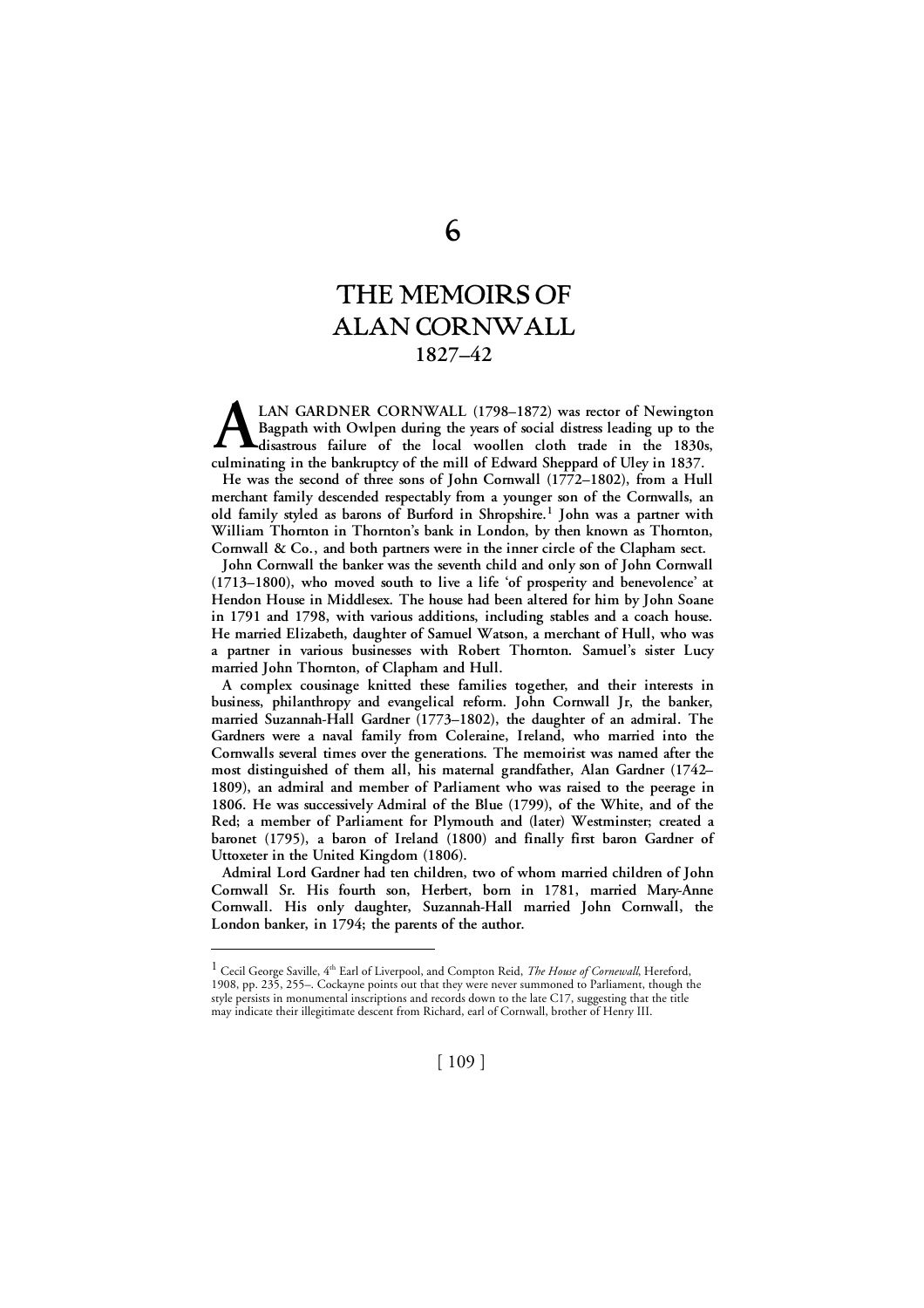# 6

# THE MEMOIRS OF ALAN CORNWALL

## 1827–42

ALAN GARDNER CORNWALL (1798–1872) was rector of Newington Bagpath with Owlpen during the years of social distress leading up to the disastrous failure of the local woollen cloth trade in the 1830s, culminating in the bankruptcy of the mill of Edward Sheppard of Uley in 1837.

He was the second of three sons of John Cornwall (1772–1802), from a Hull merchant family descended respectably from a younger son of the Cornwalls, an old family styled as barons of Burford in Shropshire.[1] John was a partner with William Thornton in Thornton's bank in London, by then known as Thornton, Cornwall & Co., and both partners were in the inner circle of the Clapham sect.

John Cornwall the banker was the seventh child and only son of John Cornwall (1713–1800), who moved south to live a life 'of prosperity and benevolence' at Hendon House in Middlesex. The house had been altered for him by John Soane in 1791 and 1798, with various additions, including stables and a coach house. He married Elizabeth, daughter of Samuel Watson, a merchant of Hull, who was a partner in various businesses with Robert Thornton. Samuel's sister Lucy married John Thornton, of Clapham and Hull.

A complex cousinage knitted these families together, and their interests in business, philanthropy and evangelical reform. John Cornwall Jr, the banker, married Suzannah-Hall Gardner (1773–1802), the daughter of an admiral. The Gardners were a naval family from Coleraine, Ireland, who married into the Cornwalls several times over the generations. The memoirist was named after the most distinguished of them all, his maternal grandfather, Alan Gardner (1742–1809), an admiral and member of Parliament who was raised to the peerage in 1806. He was successively Admiral of the Blue (1799), of the White, and of the Red; a member of Parliament for Plymouth and (later) Westminster; created a baronet (1795), a baron of Ireland (1800) and finally first baron Gardner of Uttoxeter in the United Kingdom (1806).

Admiral Lord Gardner had ten children, two of whom married children of John Cornwall Sr. His fourth son, Herbert, born in 1781, married Mary-Anne Cornwall. His only daughter, Suzannah-Hall married John Cornwall, the London banker, in 1794; the parents of the author.

---

[1] Cecil George Saville, 4th Earl of Liverpool, and Compton Reid, *The House of Cornewall*, Hereford, 1908, pp. 235, 255–. Cockayne points out that they were never summoned to Parliament, though the style persists in monumental inscriptions and records down to the late C17, suggesting that the title may indicate their illegitimate descent from Richard, earl of Cornwall, brother of Henry III.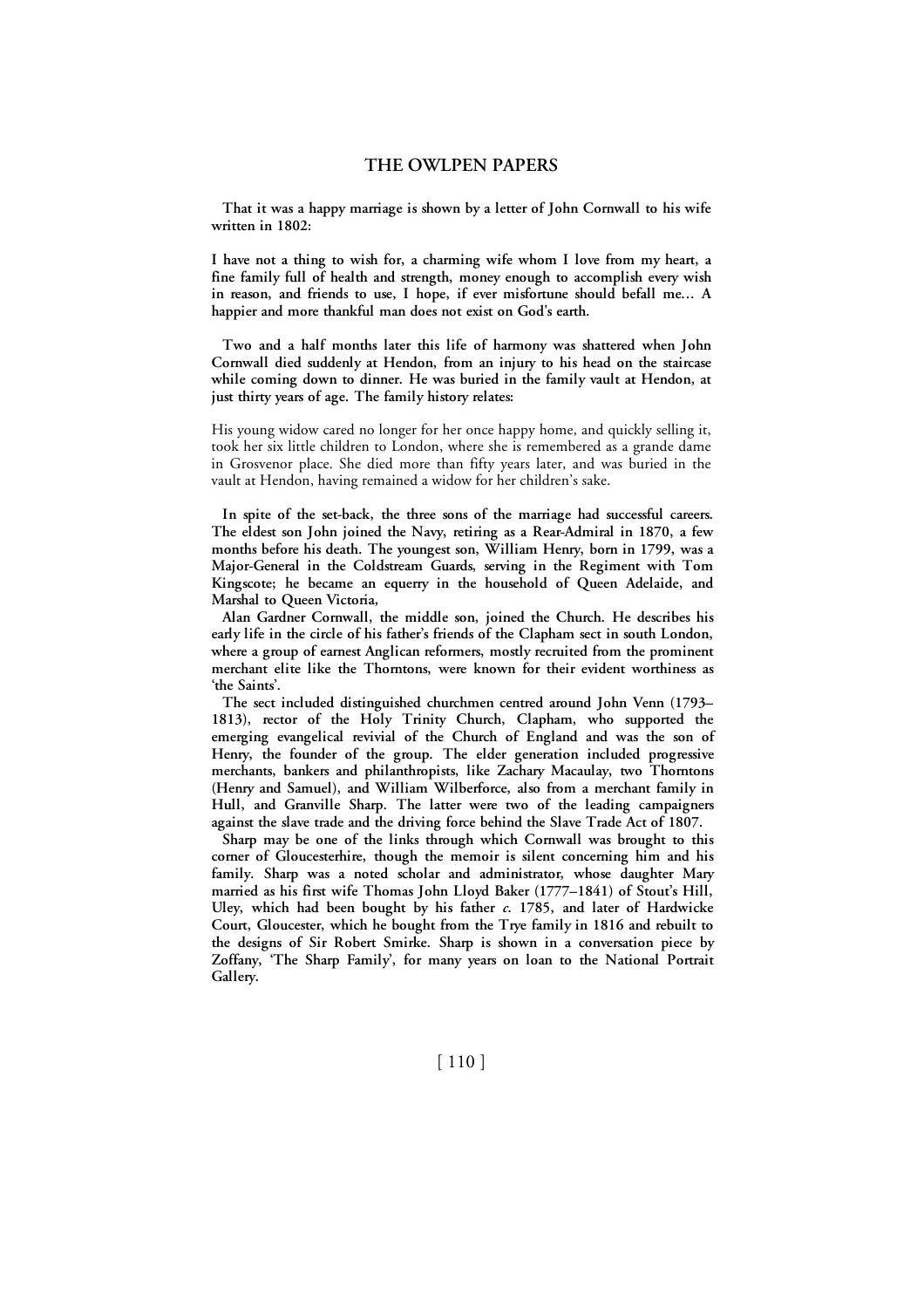That it was a happy marriage is shown by a letter of John Cornwall to his wife written in 1802:

> I have not a thing to wish for, a charming wife whom I love from my heart, a fine family full of health and strength, money enough to accomplish every wish in reason, and friends to use, I hope, if ever misfortune should befall me... A happier and more thankful man does not exist on God's earth.

Two and a half months later this life of harmony was shattered when John Cornwall died suddenly at Hendon, from an injury to his head on the staircase while coming down to dinner. He was buried in the family vault at Hendon, at just thirty years of age. The family history relates:

> His young widow cared no longer for her once happy home, and quickly selling it, took her six little children to London, where she is remembered as a grande dame in Grosvenor place. She died more than fifty years later, and was buried in the vault at Hendon, having remained a widow for her children's sake.

In spite of the set-back, the three sons of the marriage had successful careers. The eldest son John joined the Navy, retiring as a Rear-Admiral in 1870, a few months before his death. The youngest son, William Henry, born in 1799, was a Major-General in the Coldstream Guards, serving in the Regiment with Tom Kingscote; he became an equerry in the household of Queen Adelaide, and Marshal to Queen Victoria,

Alan Gardner Cornwall, the middle son, joined the Church. He describes his early life in the circle of his father's friends of the Clapham sect in south London, where a group of earnest Anglican reformers, mostly recruited from the prominent merchant elite like the Thorntons, were known for their evident worthiness as 'the Saints'.

The sect included distinguished churchmen centred around John Venn (1793–1813), rector of the Holy Trinity Church, Clapham, who supported the emerging evangelical revivial of the Church of England and was the son of Henry, the founder of the group. The elder generation included progressive merchants, bankers and philanthropists, like Zachary Macaulay, two Thorntons (Henry and Samuel), and William Wilberforce, also from a merchant family in Hull, and Granville Sharp. The latter were two of the leading campaigners against the slave trade and the driving force behind the Slave Trade Act of 1807.

Sharp may be one of the links through which Cornwall was brought to this corner of Gloucesterhire, though the memoir is silent concerning him and his family. Sharp was a noted scholar and administrator, whose daughter Mary married as his first wife Thomas John Lloyd Baker (1777–1841) of Stout's Hill, Uley, which had been bought by his father *c.* 1785, and later of Hardwicke Court, Gloucester, which he bought from the Trye family in 1816 and rebuilt to the designs of Sir Robert Smirke. Sharp is shown in a conversation piece by Zoffany, 'The Sharp Family', for many years on loan to the National Portrait Gallery.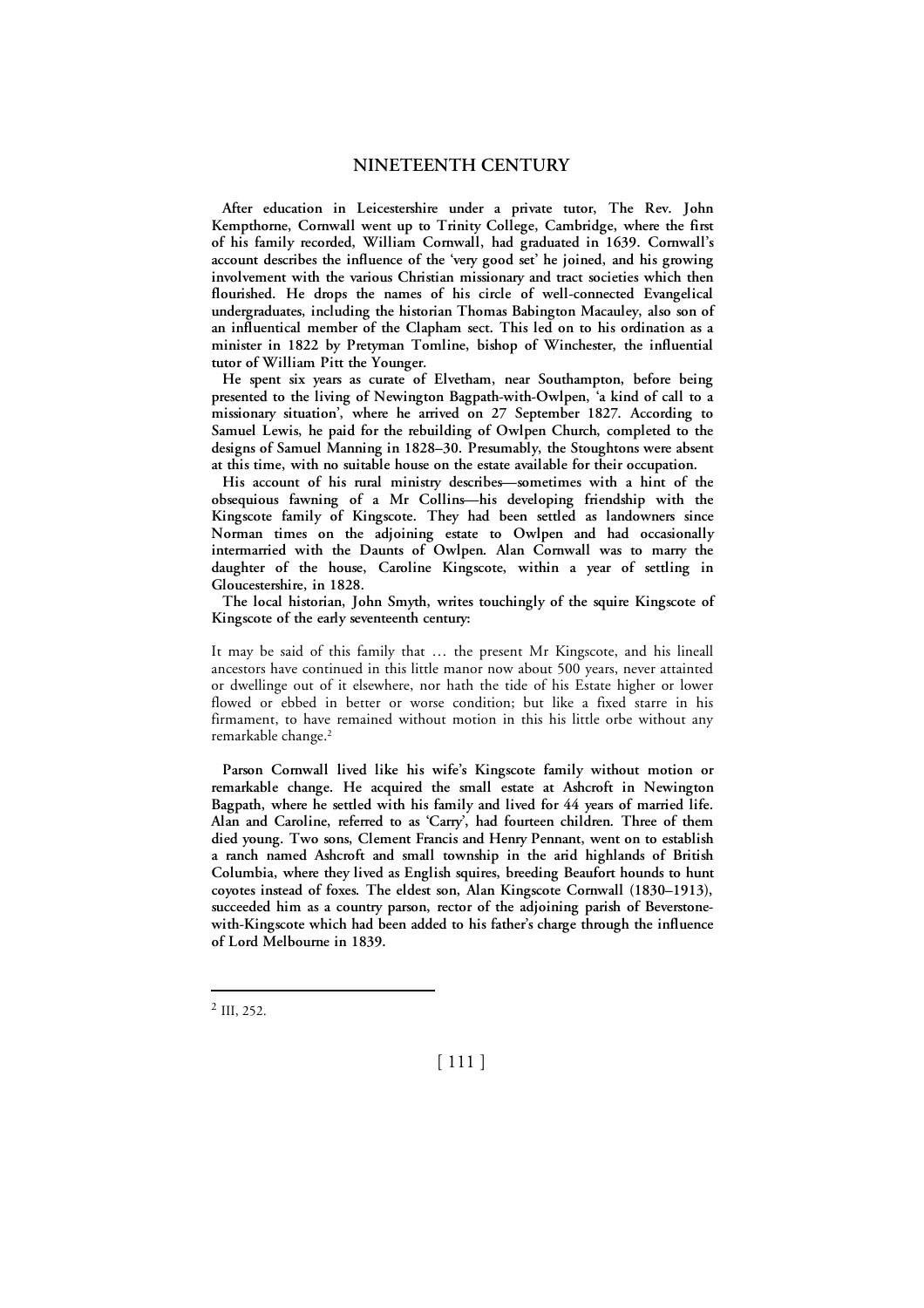## NINETEENTH CENTURY

After education in Leicestershire under a private tutor, The Rev. John Kempthorne, Cornwall went up to Trinity College, Cambridge, where the first of his family recorded, William Cornwall, had graduated in 1639. Cornwall's account describes the influence of the 'very good set' he joined, and his growing involvement with the various Christian missionary and tract societies which then flourished. He drops the names of his circle of well-connected Evangelical undergraduates, including the historian Thomas Babington Macauley, also son of an influentical member of the Clapham sect. This led on to his ordination as a minister in 1822 by Pretyman Tomline, bishop of Winchester, the influential tutor of William Pitt the Younger.

He spent six years as curate of Elvetham, near Southampton, before being presented to the living of Newington Bagpath-with-Owlpen, 'a kind of call to a missionary situation', where he arrived on 27 September 1827. According to Samuel Lewis, he paid for the rebuilding of Owlpen Church, completed to the designs of Samuel Manning in 1828–30. Presumably, the Stoughtons were absent at this time, with no suitable house on the estate available for their occupation.

His account of his rural ministry describes—sometimes with a hint of the obsequious fawning of a Mr Collins—his developing friendship with the Kingscote family of Kingscote. They had been settled as landowners since Norman times on the adjoining estate to Owlpen and had occasionally intermarried with the Daunts of Owlpen. Alan Cornwall was to marry the daughter of the house, Caroline Kingscote, within a year of settling in Gloucestershire, in 1828.

The local historian, John Smyth, writes touchingly of the squire Kingscote of Kingscote of the early seventeenth century:

> It may be said of this family that … the present Mr Kingscote, and his lineall ancestors have continued in this little manor now about 500 years, never attainted or dwellinge out of it elsewhere, nor hath the tide of his Estate higher or lower flowed or ebbed in better or worse condition; but like a fixed starre in his firmament, to have remained without motion in this his little orbe without any remarkable change.[2]

Parson Cornwall lived like his wife's Kingscote family without motion or remarkable change. He acquired the small estate at Ashcroft in Newington Bagpath, where he settled with his family and lived for 44 years of married life. Alan and Caroline, referred to as 'Carry', had fourteen children. Three of them died young. Two sons, Clement Francis and Henry Pennant, went on to establish a ranch named Ashcroft and small township in the arid highlands of British Columbia, where they lived as English squires, breeding Beaufort hounds to hunt coyotes instead of foxes. The eldest son, Alan Kingscote Cornwall (1830–1913), succeeded him as a country parson, rector of the adjoining parish of Beverstone-with-Kingscote which had been added to his father's charge through the influence of Lord Melbourne in 1839.

---

[2] III, 252.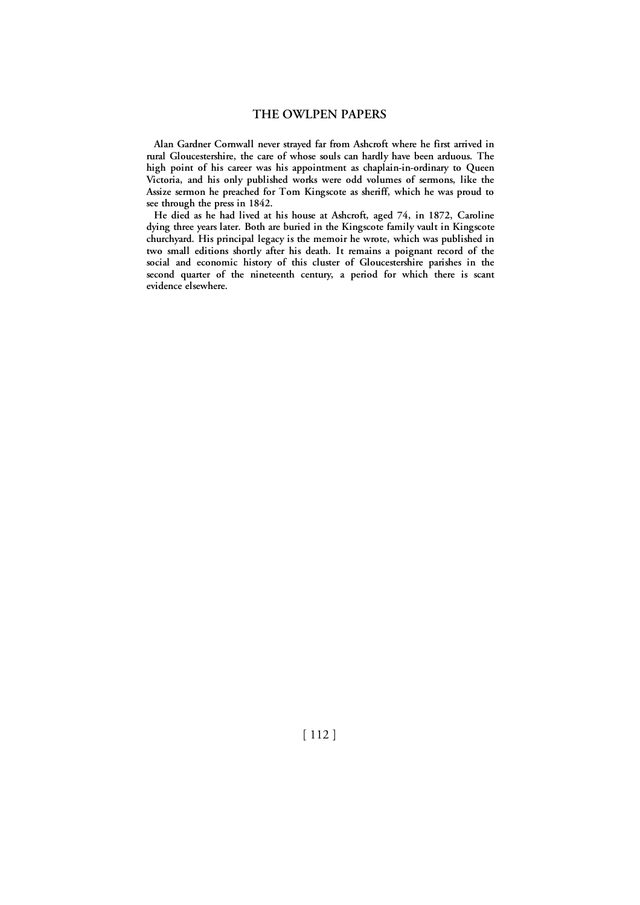Alan Gardner Cornwall never strayed far from Ashcroft where he first arrived in rural Gloucestershire, the care of whose souls can hardly have been arduous. The high point of his career was his appointment as chaplain-in-ordinary to Queen Victoria, and his only published works were odd volumes of sermons, like the Assize sermon he preached for Tom Kingscote as sheriff, which he was proud to see through the press in 1842.

He died as he had lived at his house at Ashcroft, aged 74, in 1872, Caroline dying three years later. Both are buried in the Kingscote family vault in Kingscote churchyard. His principal legacy is the memoir he wrote, which was published in two small editions shortly after his death. It remains a poignant record of the social and economic history of this cluster of Gloucestershire parishes in the second quarter of the nineteenth century, a period for which there is scant evidence elsewhere.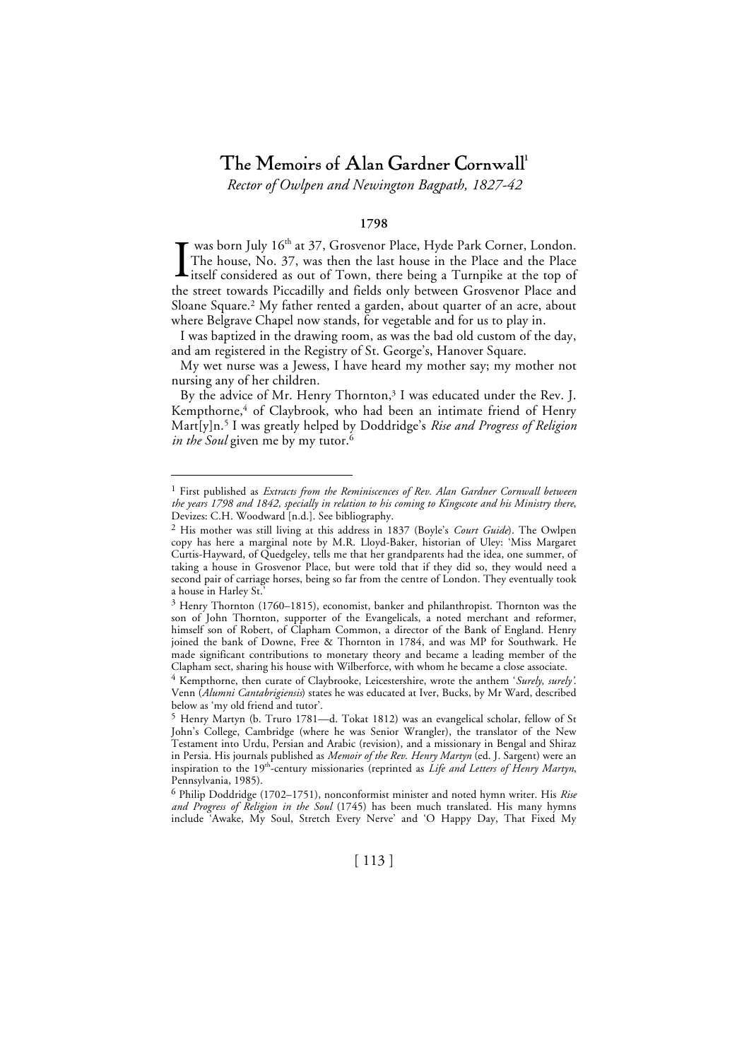# The Memoirs of Alan Gardner Cornwall[1]

*Rector of Owlpen and Newington Bagpath, 1827-42*

## 1798

I was born July 16th at 37, Grosvenor Place, Hyde Park Corner, London. The house, No. 37, was then the last house in the Place and the Place itself considered as out of Town, there being a Turnpike at the top of the street towards Piccadilly and fields only between Grosvenor Place and Sloane Square.[2] My father rented a garden, about quarter of an acre, about where Belgrave Chapel now stands, for vegetable and for us to play in.

I was baptized in the drawing room, as was the bad old custom of the day, and am registered in the Registry of St. George's, Hanover Square.

My wet nurse was a Jewess, I have heard my mother say; my mother not nursing any of her children.

By the advice of Mr. Henry Thornton,[3] I was educated under the Rev. J. Kempthorne,[4] of Claybrook, who had been an intimate friend of Henry Mart[y]n.[5] I was greatly helped by Doddridge's *Rise and Progress of Religion in the Soul* given me by my tutor.[6]

---

[1] First published as *Extracts from the Reminiscences of Rev. Alan Gardner Cornwall between the years 1798 and 1842, specially in relation to his coming to Kingscote and his Ministry there*, Devizes: C.H. Woodward [n.d.]. See bibliography.

[2] His mother was still living at this address in 1837 (Boyle's *Court Guide*). The Owlpen copy has here a marginal note by M.R. Lloyd-Baker, historian of Uley: 'Miss Margaret Curtis-Hayward, of Quedgeley, tells me that her grandparents had the idea, one summer, of taking a house in Grosvenor Place, but were told that if they did so, they would need a second pair of carriage horses, being so far from the centre of London. They eventually took a house in Harley St.'

[3] Henry Thornton (1760–1815), economist, banker and philanthropist. Thornton was the son of John Thornton, supporter of the Evangelicals, a noted merchant and reformer, himself son of Robert, of Clapham Common, a director of the Bank of England. Henry joined the bank of Downe, Free & Thornton in 1784, and was MP for Southwark. He made significant contributions to monetary theory and became a leading member of the Clapham sect, sharing his house with Wilberforce, with whom he became a close associate.

[4] Kempthorne, then curate of Claybrooke, Leicestershire, wrote the anthem '*Surely, surely'*. Venn (*Alumni Cantabrigiensis*) states he was educated at Iver, Bucks, by Mr Ward, described below as 'my old friend and tutor'.

[5] Henry Martyn (b. Truro 1781—d. Tokat 1812) was an evangelical scholar, fellow of St John's College, Cambridge (where he was Senior Wrangler), the translator of the New Testament into Urdu, Persian and Arabic (revision), and a missionary in Bengal and Shiraz in Persia. His journals published as *Memoir of the Rev. Henry Martyn* (ed. J. Sargent) were an inspiration to the 19th-century missionaries (reprinted as *Life and Letters of Henry Martyn*, Pennsylvania, 1985).

[6] Philip Doddridge (1702–1751), nonconformist minister and noted hymn writer. His *Rise and Progress of Religion in the Soul* (1745) has been much translated. His many hymns include 'Awake, My Soul, Stretch Every Nerve' and 'O Happy Day, That Fixed My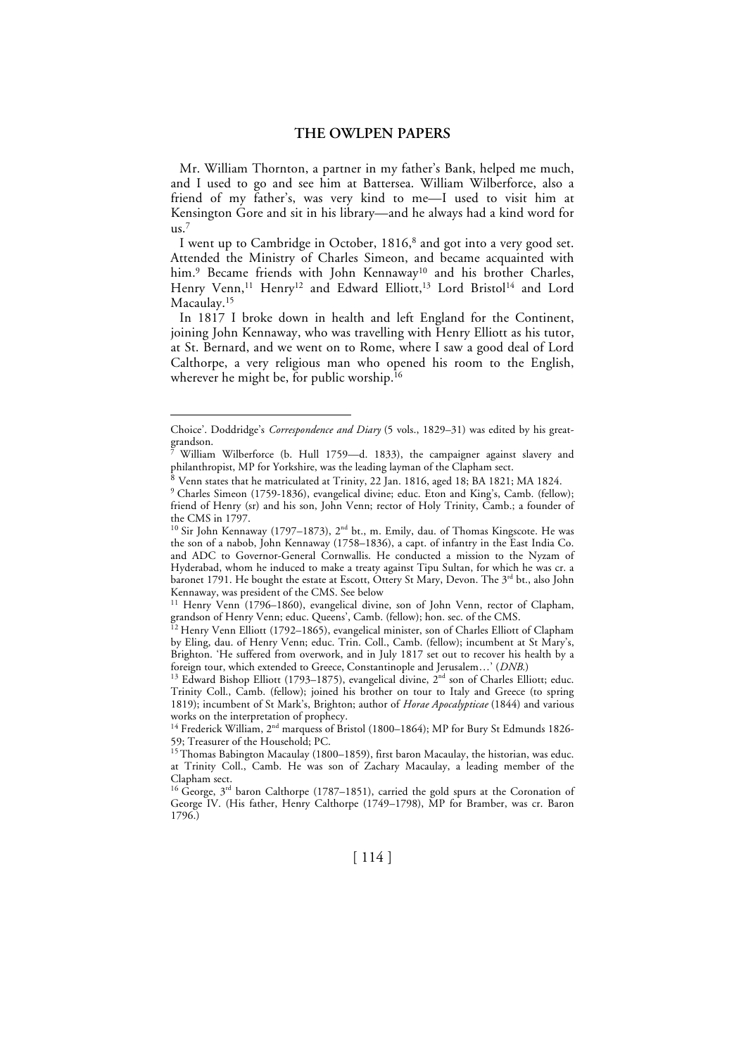Mr. William Thornton, a partner in my father's Bank, helped me much, and I used to go and see him at Battersea. William Wilberforce, also a friend of my father's, was very kind to me—I used to visit him at Kensington Gore and sit in his library—and he always had a kind word for us.[7]

I went up to Cambridge in October, 1816,[8] and got into a very good set. Attended the Ministry of Charles Simeon, and became acquainted with him.[9] Became friends with John Kennaway[10] and his brother Charles, Henry Venn,[11] Henry[12] and Edward Elliott,[13] Lord Bristol[14] and Lord Macaulay.[15]

In 1817 I broke down in health and left England for the Continent, joining John Kennaway, who was travelling with Henry Elliott as his tutor, at St. Bernard, and we went on to Rome, where I saw a good deal of Lord Calthorpe, a very religious man who opened his room to the English, wherever he might be, for public worship.[16]

---

Choice'. Doddridge's *Correspondence and Diary* (5 vols., 1829–31) was edited by his great-grandson.

[7] William Wilberforce (b. Hull 1759—d. 1833), the campaigner against slavery and philanthropist, MP for Yorkshire, was the leading layman of the Clapham sect.

[8] Venn states that he matriculated at Trinity, 22 Jan. 1816, aged 18; BA 1821; MA 1824.

[9] Charles Simeon (1759-1836), evangelical divine; educ. Eton and King's, Camb. (fellow); friend of Henry (sr) and his son, John Venn; rector of Holy Trinity, Camb.; a founder of the CMS in 1797.

[10] Sir John Kennaway (1797–1873), 2nd bt., m. Emily, dau. of Thomas Kingscote. He was the son of a nabob, John Kennaway (1758–1836), a capt. of infantry in the East India Co. and ADC to Governor-General Cornwallis. He conducted a mission to the Nyzam of Hyderabad, whom he induced to make a treaty against Tipu Sultan, for which he was cr. a baronet 1791. He bought the estate at Escott, Ottery St Mary, Devon. The 3rd bt., also John Kennaway, was president of the CMS. See below

[11] Henry Venn (1796–1860), evangelical divine, son of John Venn, rector of Clapham, grandson of Henry Venn; educ. Queens', Camb. (fellow); hon. sec. of the CMS.

[12] Henry Venn Elliott (1792–1865), evangelical minister, son of Charles Elliott of Clapham by Eling, dau. of Henry Venn; educ. Trin. Coll., Camb. (fellow); incumbent at St Mary's, Brighton. 'He suffered from overwork, and in July 1817 set out to recover his health by a foreign tour, which extended to Greece, Constantinople and Jerusalem…' (*DNB*.)

[13] Edward Bishop Elliott (1793–1875), evangelical divine, 2nd son of Charles Elliott; educ. Trinity Coll., Camb. (fellow); joined his brother on tour to Italy and Greece (to spring 1819); incumbent of St Mark's, Brighton; author of *Horae Apocalypticae* (1844) and various works on the interpretation of prophecy.

[14] Frederick William, 2nd marquess of Bristol (1800–1864); MP for Bury St Edmunds 1826-59; Treasurer of the Household; PC.

[15] Thomas Babington Macaulay (1800–1859), first baron Macaulay, the historian, was educ. at Trinity Coll., Camb. He was son of Zachary Macaulay, a leading member of the Clapham sect.

[16] George, 3rd baron Calthorpe (1787–1851), carried the gold spurs at the Coronation of George IV. (His father, Henry Calthorpe (1749–1798), MP for Bramber, was cr. Baron 1796.)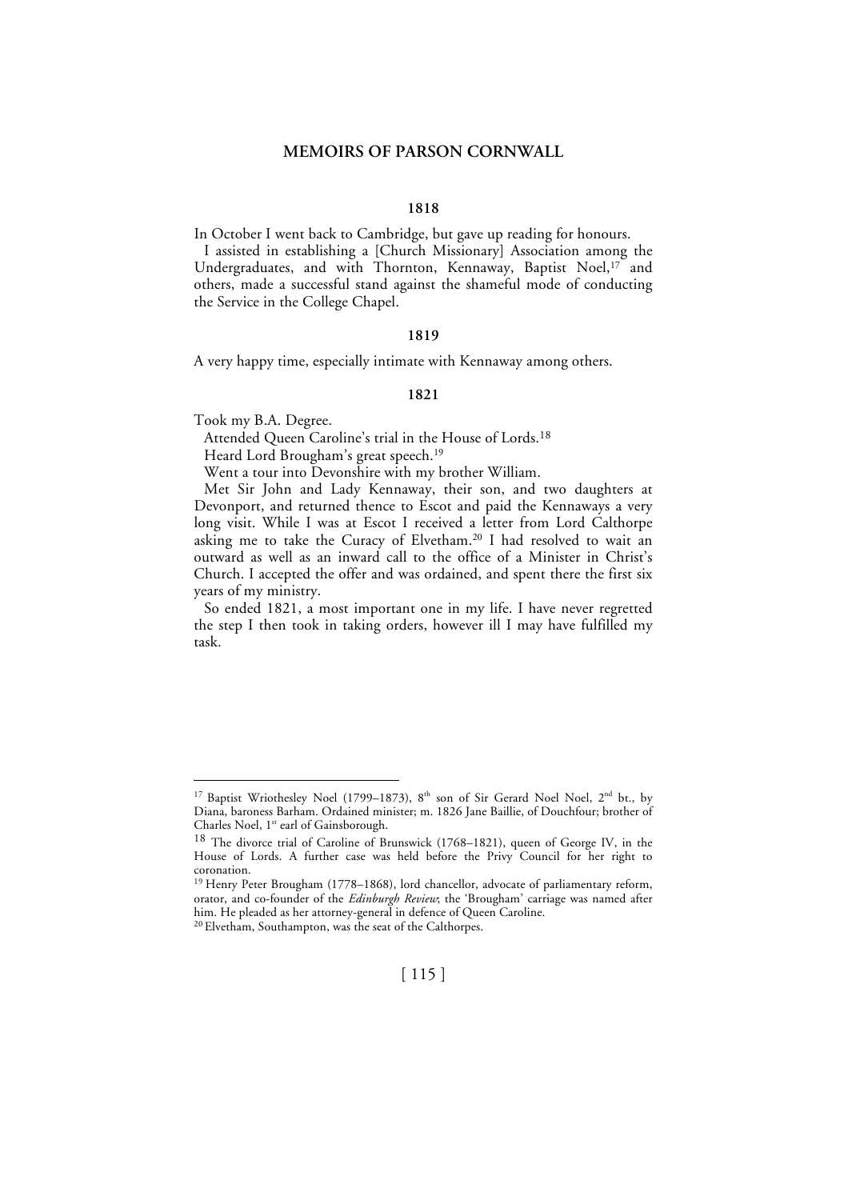## MEMOIRS OF PARSON CORNWALL

### 1818

In October I went back to Cambridge, but gave up reading for honours.

I assisted in establishing a [Church Missionary] Association among the Undergraduates, and with Thornton, Kennaway, Baptist Noel,[17] and others, made a successful stand against the shameful mode of conducting the Service in the College Chapel.

### 1819

A very happy time, especially intimate with Kennaway among others.

### 1821

Took my B.A. Degree.

Attended Queen Caroline's trial in the House of Lords.[18]

Heard Lord Brougham's great speech.[19]

Went a tour into Devonshire with my brother William.

Met Sir John and Lady Kennaway, their son, and two daughters at Devonport, and returned thence to Escot and paid the Kennaways a very long visit. While I was at Escot I received a letter from Lord Calthorpe asking me to take the Curacy of Elvetham.[20] I had resolved to wait an outward as well as an inward call to the office of a Minister in Christ's Church. I accepted the offer and was ordained, and spent there the first six years of my ministry.

So ended 1821, a most important one in my life. I have never regretted the step I then took in taking orders, however ill I may have fulfilled my task.

---

[17] Baptist Wriothesley Noel (1799–1873), 8th son of Sir Gerard Noel Noel, 2nd bt., by Diana, baroness Barham. Ordained minister; m. 1826 Jane Baillie, of Douchfour; brother of Charles Noel, 1st earl of Gainsborough.

[18] The divorce trial of Caroline of Brunswick (1768–1821), queen of George IV, in the House of Lords. A further case was held before the Privy Council for her right to coronation.

[19] Henry Peter Brougham (1778–1868), lord chancellor, advocate of parliamentary reform, orator, and co-founder of the *Edinburgh Review*; the 'Brougham' carriage was named after him. He pleaded as her attorney-general in defence of Queen Caroline.

[20] Elvetham, Southampton, was the seat of the Calthorpes.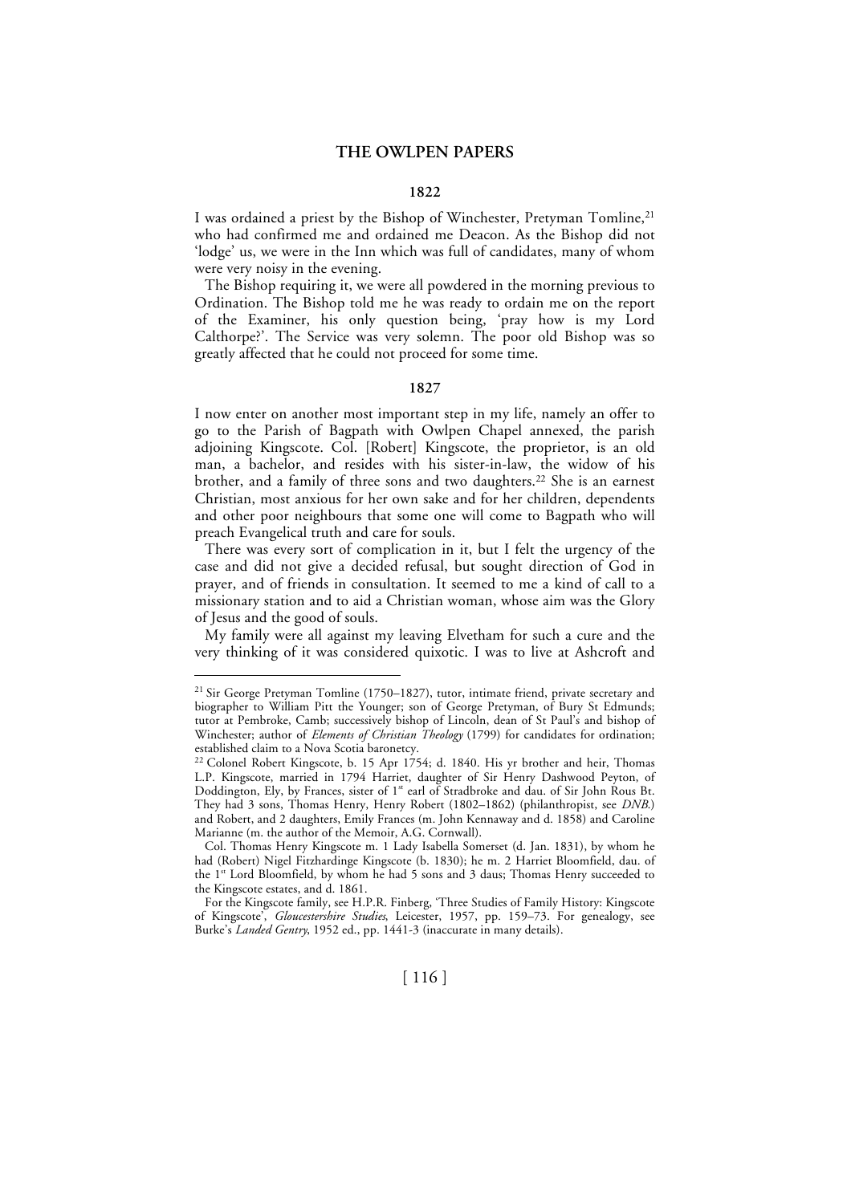### 1822

I was ordained a priest by the Bishop of Winchester, Pretyman Tomline,[21] who had confirmed me and ordained me Deacon. As the Bishop did not 'lodge' us, we were in the Inn which was full of candidates, many of whom were very noisy in the evening.

The Bishop requiring it, we were all powdered in the morning previous to Ordination. The Bishop told me he was ready to ordain me on the report of the Examiner, his only question being, 'pray how is my Lord Calthorpe?'. The Service was very solemn. The poor old Bishop was so greatly affected that he could not proceed for some time.

### 1827

I now enter on another most important step in my life, namely an offer to go to the Parish of Bagpath with Owlpen Chapel annexed, the parish adjoining Kingscote. Col. [Robert] Kingscote, the proprietor, is an old man, a bachelor, and resides with his sister-in-law, the widow of his brother, and a family of three sons and two daughters.[22] She is an earnest Christian, most anxious for her own sake and for her children, dependents and other poor neighbours that some one will come to Bagpath who will preach Evangelical truth and care for souls.

There was every sort of complication in it, but I felt the urgency of the case and did not give a decided refusal, but sought direction of God in prayer, and of friends in consultation. It seemed to me a kind of call to a missionary station and to aid a Christian woman, whose aim was the Glory of Jesus and the good of souls.

My family were all against my leaving Elvetham for such a cure and the very thinking of it was considered quixotic. I was to live at Ashcroft and

---

[21] Sir George Pretyman Tomline (1750–1827), tutor, intimate friend, private secretary and biographer to William Pitt the Younger; son of George Pretyman, of Bury St Edmunds; tutor at Pembroke, Camb; successively bishop of Lincoln, dean of St Paul's and bishop of Winchester; author of *Elements of Christian Theology* (1799) for candidates for ordination; established claim to a Nova Scotia baronetcy.

[22] Colonel Robert Kingscote, b. 15 Apr 1754; d. 1840. His yr brother and heir, Thomas L.P. Kingscote, married in 1794 Harriet, daughter of Sir Henry Dashwood Peyton, of Doddington, Ely, by Frances, sister of 1st earl of Stradbroke and dau. of Sir John Rous Bt. They had 3 sons, Thomas Henry, Henry Robert (1802–1862) (philanthropist, see *DNB*.) and Robert, and 2 daughters, Emily Frances (m. John Kennaway and d. 1858) and Caroline Marianne (m. the author of the Memoir, A.G. Cornwall).

Col. Thomas Henry Kingscote m. 1 Lady Isabella Somerset (d. Jan. 1831), by whom he had (Robert) Nigel Fitzhardinge Kingscote (b. 1830); he m. 2 Harriet Bloomfield, dau. of the 1st Lord Bloomfield, by whom he had 5 sons and 3 daus; Thomas Henry succeeded to the Kingscote estates, and d. 1861.

For the Kingscote family, see H.P.R. Finberg, 'Three Studies of Family History: Kingscote of Kingscote', *Gloucestershire Studies*, Leicester, 1957, pp. 159–73. For genealogy, see Burke's *Landed Gentry*, 1952 ed., pp. 1441-3 (inaccurate in many details).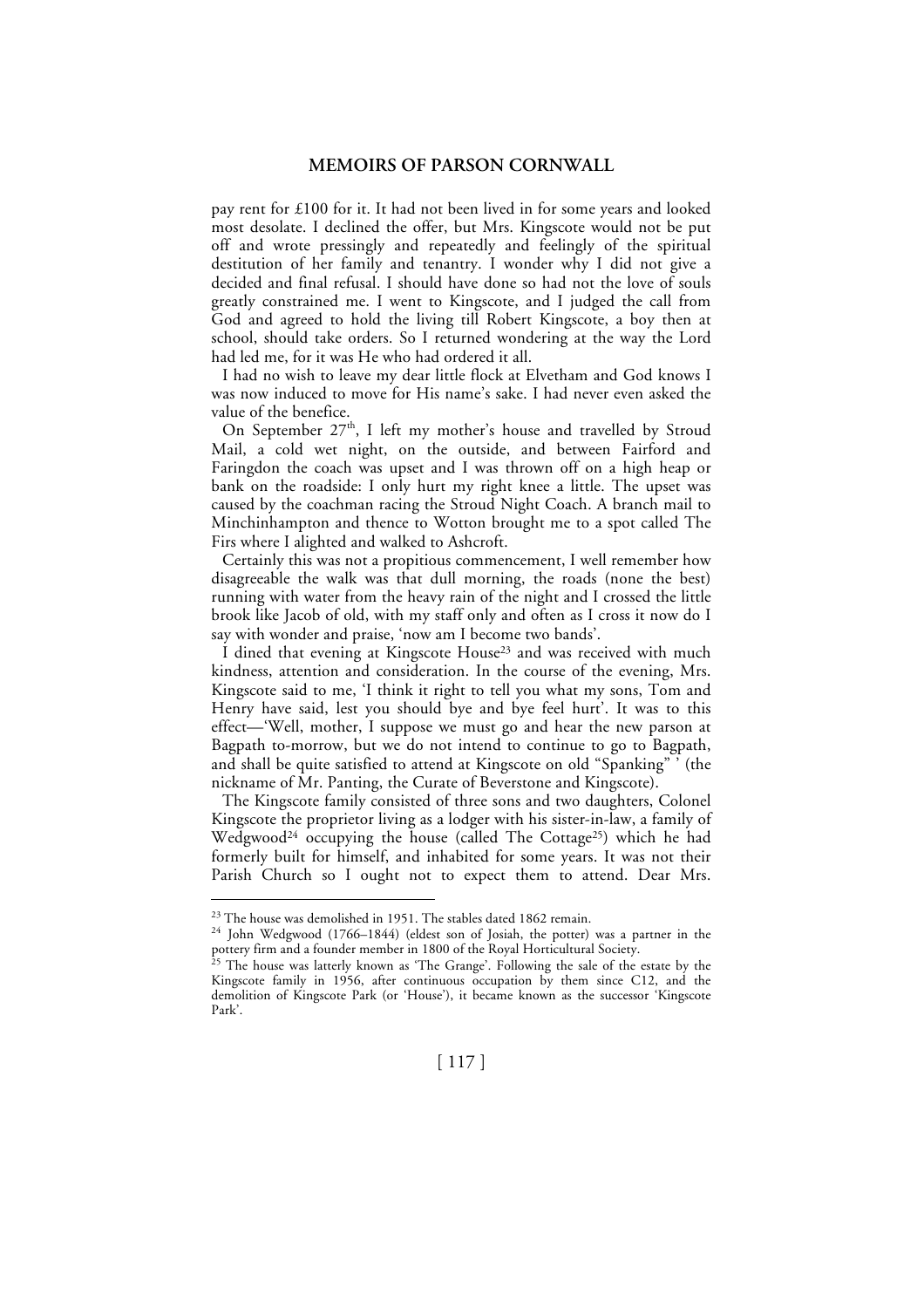pay rent for £100 for it. It had not been lived in for some years and looked most desolate. I declined the offer, but Mrs. Kingscote would not be put off and wrote pressingly and repeatedly and feelingly of the spiritual destitution of her family and tenantry. I wonder why I did not give a decided and final refusal. I should have done so had not the love of souls greatly constrained me. I went to Kingscote, and I judged the call from God and agreed to hold the living till Robert Kingscote, a boy then at school, should take orders. So I returned wondering at the way the Lord had led me, for it was He who had ordered it all.

I had no wish to leave my dear little flock at Elvetham and God knows I was now induced to move for His name's sake. I had never even asked the value of the benefice.

On September 27th, I left my mother's house and travelled by Stroud Mail, a cold wet night, on the outside, and between Fairford and Faringdon the coach was upset and I was thrown off on a high heap or bank on the roadside: I only hurt my right knee a little. The upset was caused by the coachman racing the Stroud Night Coach. A branch mail to Minchinhampton and thence to Wotton brought me to a spot called The Firs where I alighted and walked to Ashcroft.

Certainly this was not a propitious commencement, I well remember how disagreeable the walk was that dull morning, the roads (none the best) running with water from the heavy rain of the night and I crossed the little brook like Jacob of old, with my staff only and often as I cross it now do I say with wonder and praise, 'now am I become two bands'.

I dined that evening at Kingscote House[23] and was received with much kindness, attention and consideration. In the course of the evening, Mrs. Kingscote said to me, 'I think it right to tell you what my sons, Tom and Henry have said, lest you should bye and bye feel hurt'. It was to this effect—'Well, mother, I suppose we must go and hear the new parson at Bagpath to-morrow, but we do not intend to continue to go to Bagpath, and shall be quite satisfied to attend at Kingscote on old "Spanking" ' (the nickname of Mr. Panting, the Curate of Beverstone and Kingscote).

The Kingscote family consisted of three sons and two daughters, Colonel Kingscote the proprietor living as a lodger with his sister-in-law, a family of Wedgwood[24] occupying the house (called The Cottage[25]) which he had formerly built for himself, and inhabited for some years. It was not their Parish Church so I ought not to expect them to attend. Dear Mrs.

---

[23] The house was demolished in 1951. The stables dated 1862 remain.

[24] John Wedgwood (1766–1844) (eldest son of Josiah, the potter) was a partner in the pottery firm and a founder member in 1800 of the Royal Horticultural Society.

[25] The house was latterly known as 'The Grange'. Following the sale of the estate by the Kingscote family in 1956, after continuous occupation by them since C12, and the demolition of Kingscote Park (or 'House'), it became known as the successor 'Kingscote Park'.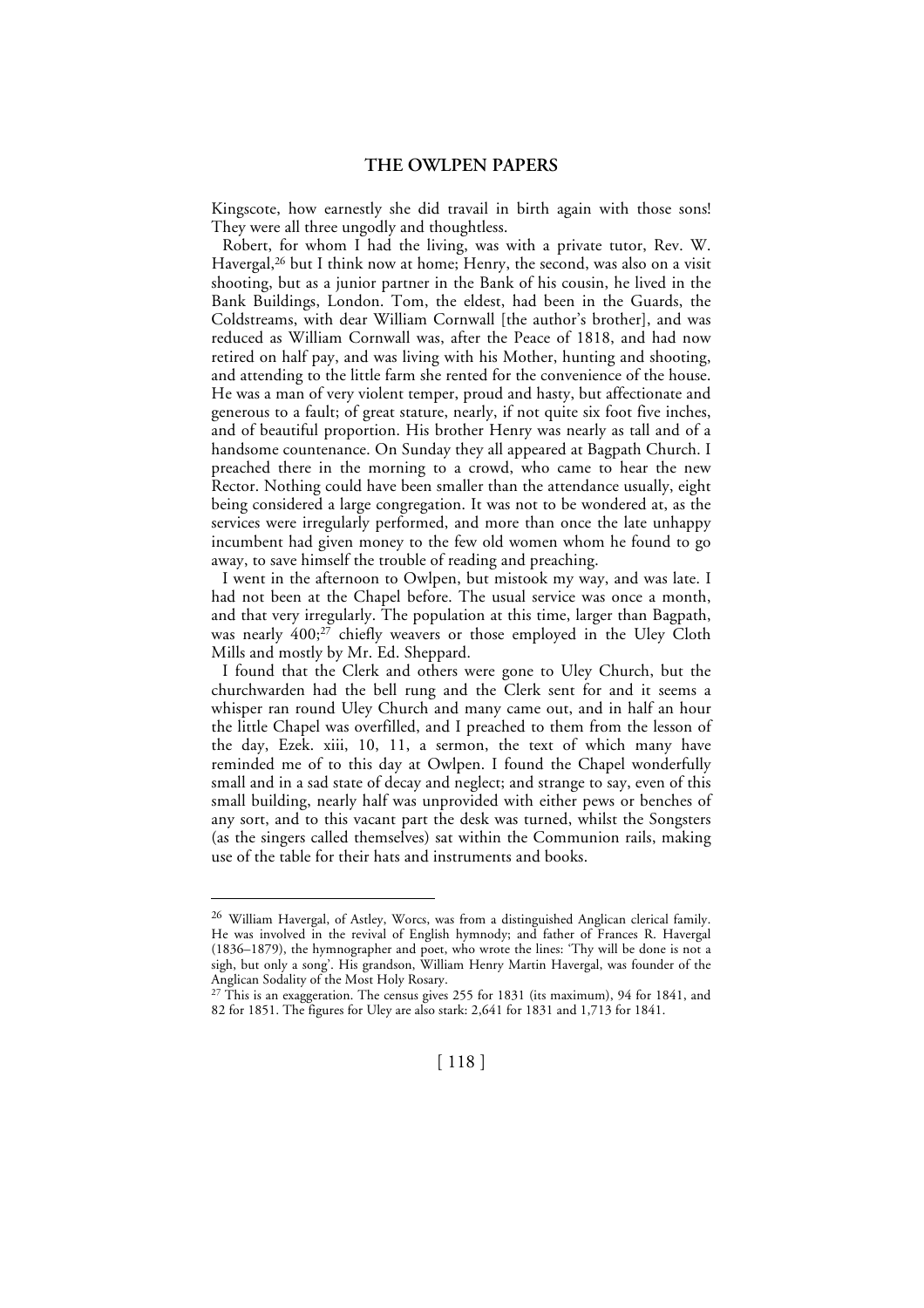Kingscote, how earnestly she did travail in birth again with those sons! They were all three ungodly and thoughtless.

Robert, for whom I had the living, was with a private tutor, Rev. W. Havergal,[26] but I think now at home; Henry, the second, was also on a visit shooting, but as a junior partner in the Bank of his cousin, he lived in the Bank Buildings, London. Tom, the eldest, had been in the Guards, the Coldstreams, with dear William Cornwall [the author's brother], and was reduced as William Cornwall was, after the Peace of 1818, and had now retired on half pay, and was living with his Mother, hunting and shooting, and attending to the little farm she rented for the convenience of the house. He was a man of very violent temper, proud and hasty, but affectionate and generous to a fault; of great stature, nearly, if not quite six foot five inches, and of beautiful proportion. His brother Henry was nearly as tall and of a handsome countenance. On Sunday they all appeared at Bagpath Church. I preached there in the morning to a crowd, who came to hear the new Rector. Nothing could have been smaller than the attendance usually, eight being considered a large congregation. It was not to be wondered at, as the services were irregularly performed, and more than once the late unhappy incumbent had given money to the few old women whom he found to go away, to save himself the trouble of reading and preaching.

I went in the afternoon to Owlpen, but mistook my way, and was late. I had not been at the Chapel before. The usual service was once a month, and that very irregularly. The population at this time, larger than Bagpath, was nearly 400;[27] chiefly weavers or those employed in the Uley Cloth Mills and mostly by Mr. Ed. Sheppard.

I found that the Clerk and others were gone to Uley Church, but the churchwarden had the bell rung and the Clerk sent for and it seems a whisper ran round Uley Church and many came out, and in half an hour the little Chapel was overfilled, and I preached to them from the lesson of the day, Ezek. xiii, 10, 11, a sermon, the text of which many have reminded me of to this day at Owlpen. I found the Chapel wonderfully small and in a sad state of decay and neglect; and strange to say, even of this small building, nearly half was unprovided with either pews or benches of any sort, and to this vacant part the desk was turned, whilst the Songsters (as the singers called themselves) sat within the Communion rails, making use of the table for their hats and instruments and books.

---

[26] William Havergal, of Astley, Worcs, was from a distinguished Anglican clerical family. He was involved in the revival of English hymnody; and father of Frances R. Havergal (1836–1879), the hymnographer and poet, who wrote the lines: 'Thy will be done is not a sigh, but only a song'. His grandson, William Henry Martin Havergal, was founder of the Anglican Sodality of the Most Holy Rosary.

[27] This is an exaggeration. The census gives 255 for 1831 (its maximum), 94 for 1841, and 82 for 1851. The figures for Uley are also stark: 2,641 for 1831 and 1,713 for 1841.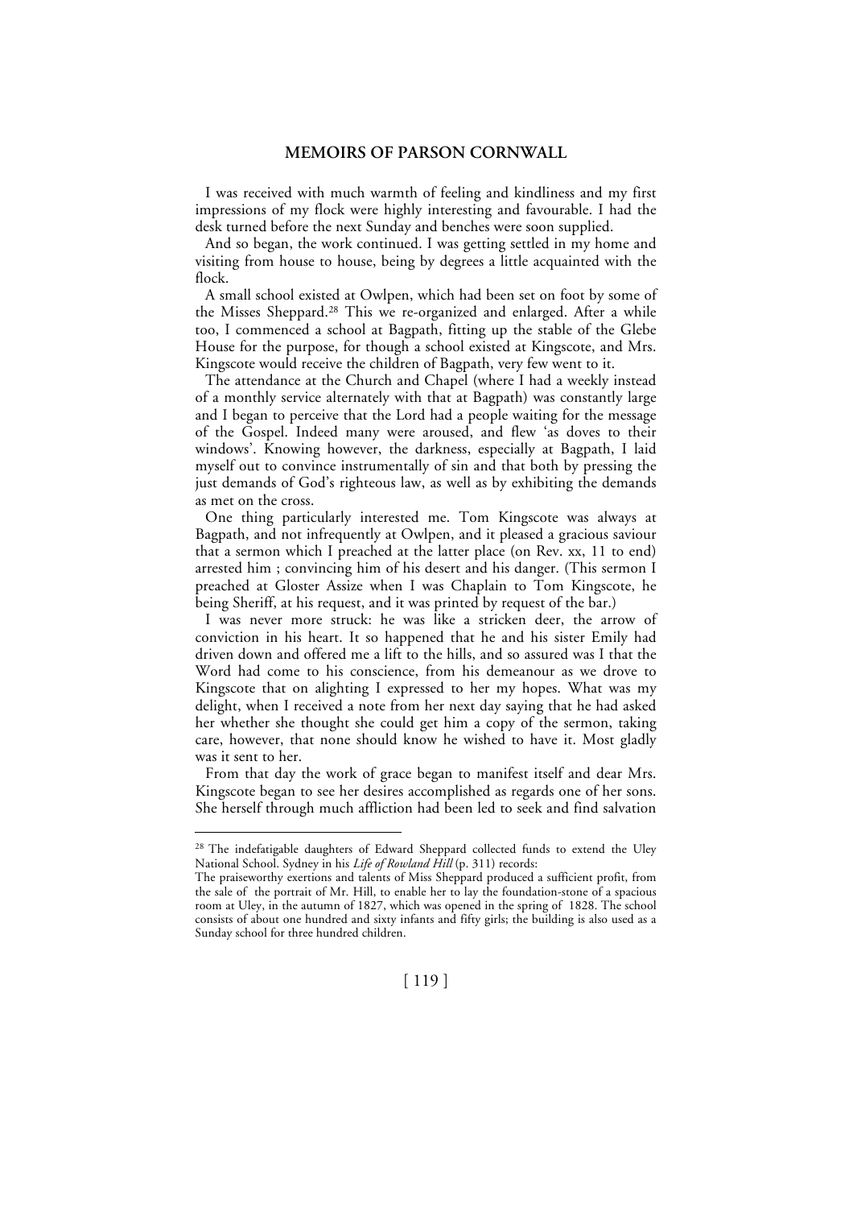I was received with much warmth of feeling and kindliness and my first impressions of my flock were highly interesting and favourable. I had the desk turned before the next Sunday and benches were soon supplied.

And so began, the work continued. I was getting settled in my home and visiting from house to house, being by degrees a little acquainted with the flock.

A small school existed at Owlpen, which had been set on foot by some of the Misses Sheppard.[28] This we re-organized and enlarged. After a while too, I commenced a school at Bagpath, fitting up the stable of the Glebe House for the purpose, for though a school existed at Kingscote, and Mrs. Kingscote would receive the children of Bagpath, very few went to it.

The attendance at the Church and Chapel (where I had a weekly instead of a monthly service alternately with that at Bagpath) was constantly large and I began to perceive that the Lord had a people waiting for the message of the Gospel. Indeed many were aroused, and flew 'as doves to their windows'. Knowing however, the darkness, especially at Bagpath, I laid myself out to convince instrumentally of sin and that both by pressing the just demands of God's righteous law, as well as by exhibiting the demands as met on the cross.

One thing particularly interested me. Tom Kingscote was always at Bagpath, and not infrequently at Owlpen, and it pleased a gracious saviour that a sermon which I preached at the latter place (on Rev. xx, 11 to end) arrested him ; convincing him of his desert and his danger. (This sermon I preached at Gloster Assize when I was Chaplain to Tom Kingscote, he being Sheriff, at his request, and it was printed by request of the bar.)

I was never more struck: he was like a stricken deer, the arrow of conviction in his heart. It so happened that he and his sister Emily had driven down and offered me a lift to the hills, and so assured was I that the Word had come to his conscience, from his demeanour as we drove to Kingscote that on alighting I expressed to her my hopes. What was my delight, when I received a note from her next day saying that he had asked her whether she thought she could get him a copy of the sermon, taking care, however, that none should know he wished to have it. Most gladly was it sent to her.

From that day the work of grace began to manifest itself and dear Mrs. Kingscote began to see her desires accomplished as regards one of her sons. She herself through much affliction had been led to seek and find salvation

---

[28] The indefatigable daughters of Edward Sheppard collected funds to extend the Uley National School. Sydney in his *Life of Rowland Hill* (p. 311) records:

The praiseworthy exertions and talents of Miss Sheppard produced a sufficient profit, from the sale of the portrait of Mr. Hill, to enable her to lay the foundation-stone of a spacious room at Uley, in the autumn of 1827, which was opened in the spring of 1828. The school consists of about one hundred and sixty infants and fifty girls; the building is also used as a Sunday school for three hundred children.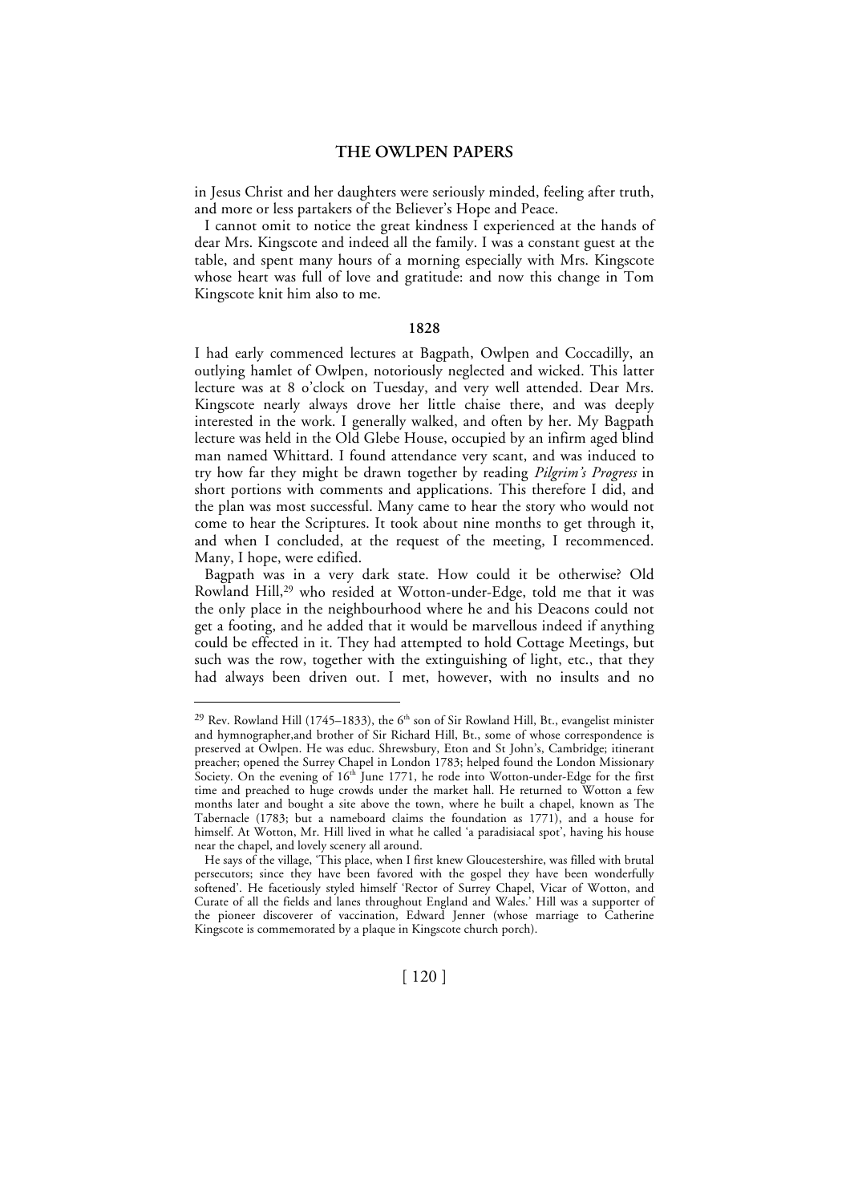in Jesus Christ and her daughters were seriously minded, feeling after truth, and more or less partakers of the Believer's Hope and Peace.

I cannot omit to notice the great kindness I experienced at the hands of dear Mrs. Kingscote and indeed all the family. I was a constant guest at the table, and spent many hours of a morning especially with Mrs. Kingscote whose heart was full of love and gratitude: and now this change in Tom Kingscote knit him also to me.

## 1828

I had early commenced lectures at Bagpath, Owlpen and Coccadilly, an outlying hamlet of Owlpen, notoriously neglected and wicked. This latter lecture was at 8 o'clock on Tuesday, and very well attended. Dear Mrs. Kingscote nearly always drove her little chaise there, and was deeply interested in the work. I generally walked, and often by her. My Bagpath lecture was held in the Old Glebe House, occupied by an infirm aged blind man named Whittard. I found attendance very scant, and was induced to try how far they might be drawn together by reading *Pilgrim's Progress* in short portions with comments and applications. This therefore I did, and the plan was most successful. Many came to hear the story who would not come to hear the Scriptures. It took about nine months to get through it, and when I concluded, at the request of the meeting, I recommenced. Many, I hope, were edified.

Bagpath was in a very dark state. How could it be otherwise? Old Rowland Hill,[29] who resided at Wotton-under-Edge, told me that it was the only place in the neighbourhood where he and his Deacons could not get a footing, and he added that it would be marvellous indeed if anything could be effected in it. They had attempted to hold Cottage Meetings, but such was the row, together with the extinguishing of light, etc., that they had always been driven out. I met, however, with no insults and no

---

[29] Rev. Rowland Hill (1745–1833), the 6th son of Sir Rowland Hill, Bt., evangelist minister and hymnographer,and brother of Sir Richard Hill, Bt., some of whose correspondence is preserved at Owlpen. He was educ. Shrewsbury, Eton and St John's, Cambridge; itinerant preacher; opened the Surrey Chapel in London 1783; helped found the London Missionary Society. On the evening of 16th June 1771, he rode into Wotton-under-Edge for the first time and preached to huge crowds under the market hall. He returned to Wotton a few months later and bought a site above the town, where he built a chapel, known as The Tabernacle (1783; but a nameboard claims the foundation as 1771), and a house for himself. At Wotton, Mr. Hill lived in what he called 'a paradisiacal spot', having his house near the chapel, and lovely scenery all around.

He says of the village, 'This place, when I first knew Gloucestershire, was filled with brutal persecutors; since they have been favored with the gospel they have been wonderfully softened'. He facetiously styled himself 'Rector of Surrey Chapel, Vicar of Wotton, and Curate of all the fields and lanes throughout England and Wales.' Hill was a supporter of the pioneer discoverer of vaccination, Edward Jenner (whose marriage to Catherine Kingscote is commemorated by a plaque in Kingscote church porch).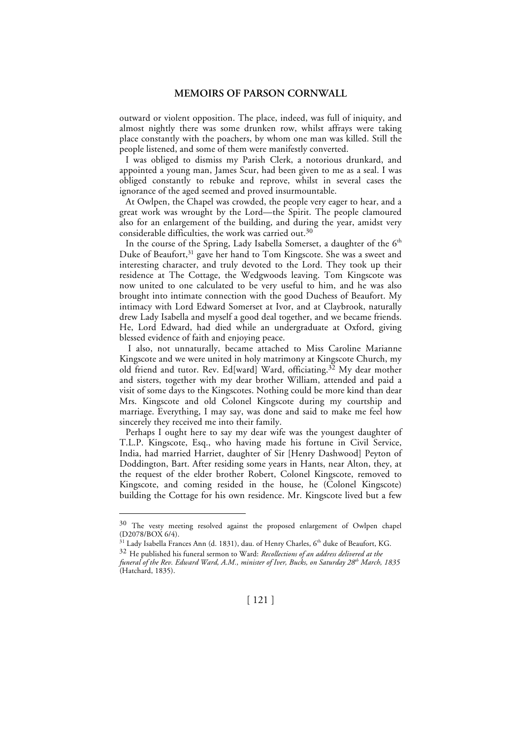outward or violent opposition. The place, indeed, was full of iniquity, and almost nightly there was some drunken row, whilst affrays were taking place constantly with the poachers, by whom one man was killed. Still the people listened, and some of them were manifestly converted.

I was obliged to dismiss my Parish Clerk, a notorious drunkard, and appointed a young man, James Scur, had been given to me as a seal. I was obliged constantly to rebuke and reprove, whilst in several cases the ignorance of the aged seemed and proved insurmountable.

At Owlpen, the Chapel was crowded, the people very eager to hear, and a great work was wrought by the Lord—the Spirit. The people clamoured also for an enlargement of the building, and during the year, amidst very considerable difficulties, the work was carried out.[30]

In the course of the Spring, Lady Isabella Somerset, a daughter of the 6th Duke of Beaufort,[31] gave her hand to Tom Kingscote. She was a sweet and interesting character, and truly devoted to the Lord. They took up their residence at The Cottage, the Wedgwoods leaving. Tom Kingscote was now united to one calculated to be very useful to him, and he was also brought into intimate connection with the good Duchess of Beaufort. My intimacy with Lord Edward Somerset at Ivor, and at Claybrook, naturally drew Lady Isabella and myself a good deal together, and we became friends. He, Lord Edward, had died while an undergraduate at Oxford, giving blessed evidence of faith and enjoying peace.

I also, not unnaturally, became attached to Miss Caroline Marianne Kingscote and we were united in holy matrimony at Kingscote Church, my old friend and tutor. Rev. Ed[ward] Ward, officiating.[32] My dear mother and sisters, together with my dear brother William, attended and paid a visit of some days to the Kingscotes. Nothing could be more kind than dear Mrs. Kingscote and old Colonel Kingscote during my courtship and marriage. Everything, I may say, was done and said to make me feel how sincerely they received me into their family.

Perhaps I ought here to say my dear wife was the youngest daughter of T.L.P. Kingscote, Esq., who having made his fortune in Civil Service, India, had married Harriet, daughter of Sir [Henry Dashwood] Peyton of Doddington, Bart. After residing some years in Hants, near Alton, they, at the request of the elder brother Robert, Colonel Kingscote, removed to Kingscote, and coming resided in the house, he (Colonel Kingscote) building the Cottage for his own residence. Mr. Kingscote lived but a few

---

[30] The vesty meeting resolved against the proposed enlargement of Owlpen chapel (D2078/BOX 6/4).

[31] Lady Isabella Frances Ann (d. 1831), dau. of Henry Charles, 6th duke of Beaufort, KG.

[32] He published his funeral sermon to Ward: *Recollections of an address delivered at the funeral of the Rev. Edward Ward, A.M., minister of Iver, Bucks, on Saturday 28th March, 1835* (Hatchard, 1835).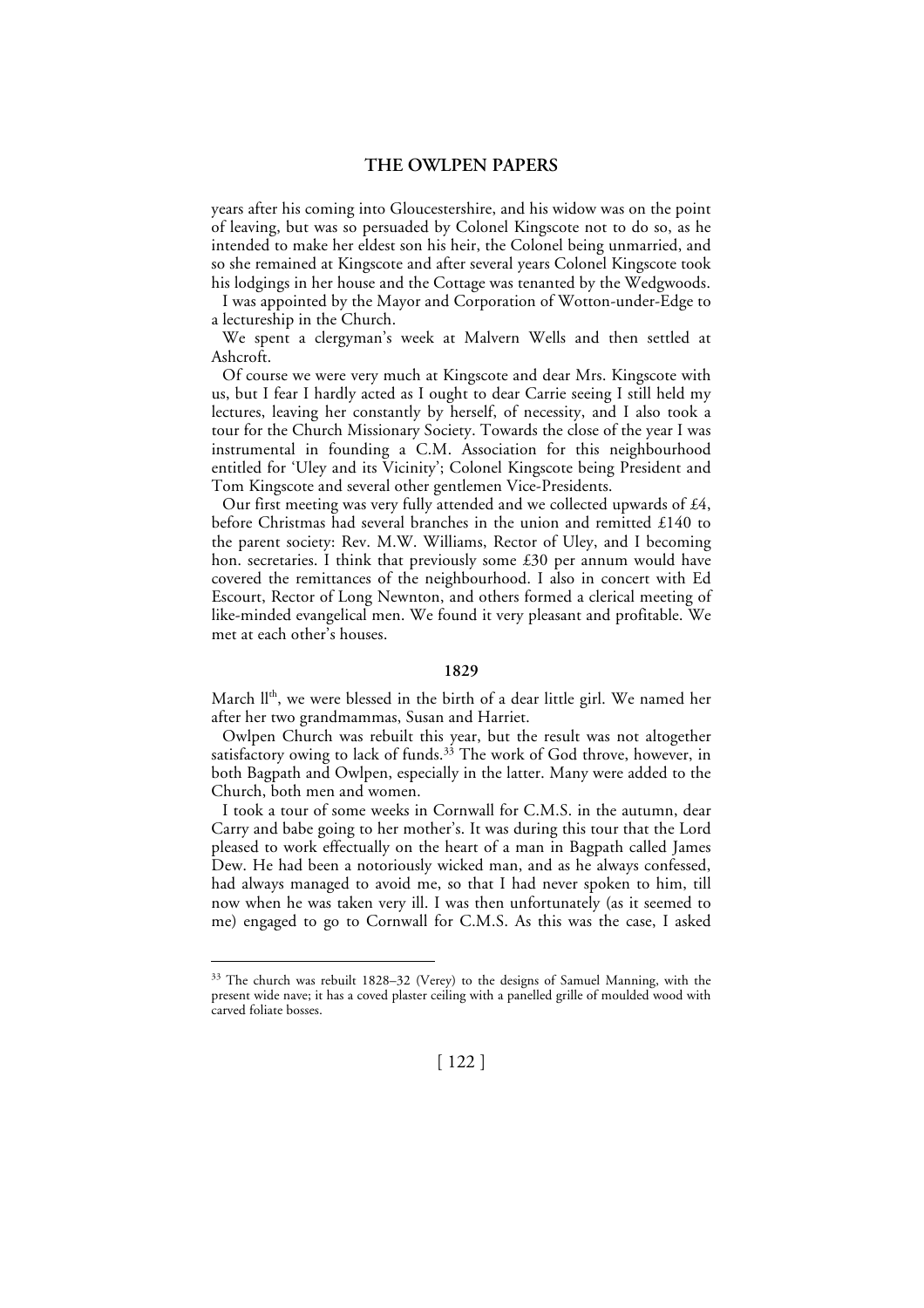years after his coming into Gloucestershire, and his widow was on the point of leaving, but was so persuaded by Colonel Kingscote not to do so, as he intended to make her eldest son his heir, the Colonel being unmarried, and so she remained at Kingscote and after several years Colonel Kingscote took his lodgings in her house and the Cottage was tenanted by the Wedgwoods.

I was appointed by the Mayor and Corporation of Wotton-under-Edge to a lectureship in the Church.

We spent a clergyman's week at Malvern Wells and then settled at Ashcroft.

Of course we were very much at Kingscote and dear Mrs. Kingscote with us, but I fear I hardly acted as I ought to dear Carrie seeing I still held my lectures, leaving her constantly by herself, of necessity, and I also took a tour for the Church Missionary Society. Towards the close of the year I was instrumental in founding a C.M. Association for this neighbourhood entitled for 'Uley and its Vicinity'; Colonel Kingscote being President and Tom Kingscote and several other gentlemen Vice-Presidents.

Our first meeting was very fully attended and we collected upwards of £4, before Christmas had several branches in the union and remitted £140 to the parent society: Rev. M.W. Williams, Rector of Uley, and I becoming hon. secretaries. I think that previously some £30 per annum would have covered the remittances of the neighbourhood. I also in concert with Ed Escourt, Rector of Long Newnton, and others formed a clerical meeting of like-minded evangelical men. We found it very pleasant and profitable. We met at each other's houses.

### 1829

March 11th, we were blessed in the birth of a dear little girl. We named her after her two grandmammas, Susan and Harriet.

Owlpen Church was rebuilt this year, but the result was not altogether satisfactory owing to lack of funds.[33] The work of God throve, however, in both Bagpath and Owlpen, especially in the latter. Many were added to the Church, both men and women.

I took a tour of some weeks in Cornwall for C.M.S. in the autumn, dear Carry and babe going to her mother's. It was during this tour that the Lord pleased to work effectually on the heart of a man in Bagpath called James Dew. He had been a notoriously wicked man, and as he always confessed, had always managed to avoid me, so that I had never spoken to him, till now when he was taken very ill. I was then unfortunately (as it seemed to me) engaged to go to Cornwall for C.M.S. As this was the case, I asked

---

[33] The church was rebuilt 1828–32 (Verey) to the designs of Samuel Manning, with the present wide nave; it has a coved plaster ceiling with a panelled grille of moulded wood with carved foliate bosses.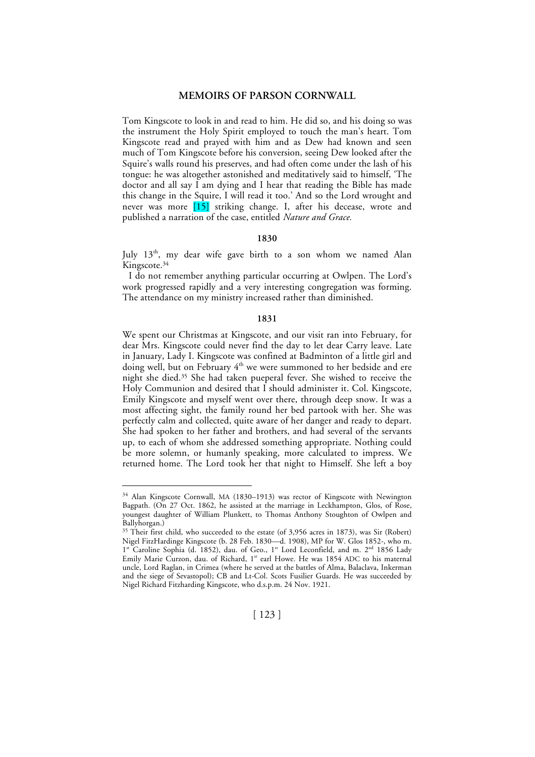Tom Kingscote to look in and read to him. He did so, and his doing so was the instrument the Holy Spirit employed to touch the man's heart. Tom Kingscote read and prayed with him and as Dew had known and seen much of Tom Kingscote before his conversion, seeing Dew looked after the Squire's walls round his preserves, and had often come under the lash of his tongue: he was altogether astonished and meditatively said to himself, 'The doctor and all say I am dying and I hear that reading the Bible has made this change in the Squire, I will read it too.' And so the Lord wrought and never was more [15] striking change. I, after his decease, wrote and published a narration of the case, entitled *Nature and Grace.*

### 1830

July 13th, my dear wife gave birth to a son whom we named Alan Kingscote.[34]

I do not remember anything particular occurring at Owlpen. The Lord's work progressed rapidly and a very interesting congregation was forming. The attendance on my ministry increased rather than diminished.

### 1831

We spent our Christmas at Kingscote, and our visit ran into February, for dear Mrs. Kingscote could never find the day to let dear Carry leave. Late in January, Lady I. Kingscote was confined at Badminton of a little girl and doing well, but on February 4th we were summoned to her bedside and ere night she died.[35] She had taken pueperal fever. She wished to receive the Holy Communion and desired that I should administer it. Col. Kingscote, Emily Kingscote and myself went over there, through deep snow. It was a most affecting sight, the family round her bed partook with her. She was perfectly calm and collected, quite aware of her danger and ready to depart. She had spoken to her father and brothers, and had several of the servants up, to each of whom she addressed something appropriate. Nothing could be more solemn, or humanly speaking, more calculated to impress. We returned home. The Lord took her that night to Himself. She left a boy

---

[34] Alan Kingscote Cornwall, MA (1830–1913) was rector of Kingscote with Newington Bagpath. (On 27 Oct. 1862, he assisted at the marriage in Leckhampton, Glos, of Rose, youngest daughter of William Plunkett, to Thomas Anthony Stoughton of Owlpen and Ballyhorgan.)

[35] Their first child, who succeeded to the estate (of 3,956 acres in 1873), was Sir (Robert) Nigel FitzHardinge Kingscote (b. 28 Feb. 1830—d. 1908), MP for W. Glos 1852-, who m. 1st Caroline Sophia (d. 1852), dau. of Geo., 1st Lord Leconfield, and m. 2nd 1856 Lady Emily Marie Curzon, dau. of Richard, 1st earl Howe. He was 1854 ADC to his maternal uncle, Lord Raglan, in Crimea (where he served at the battles of Alma, Balaclava, Inkerman and the siege of Sevastopol); CB and Lt-Col. Scots Fusilier Guards. He was succeeded by Nigel Richard Fitzharding Kingscote, who d.s.p.m. 24 Nov. 1921.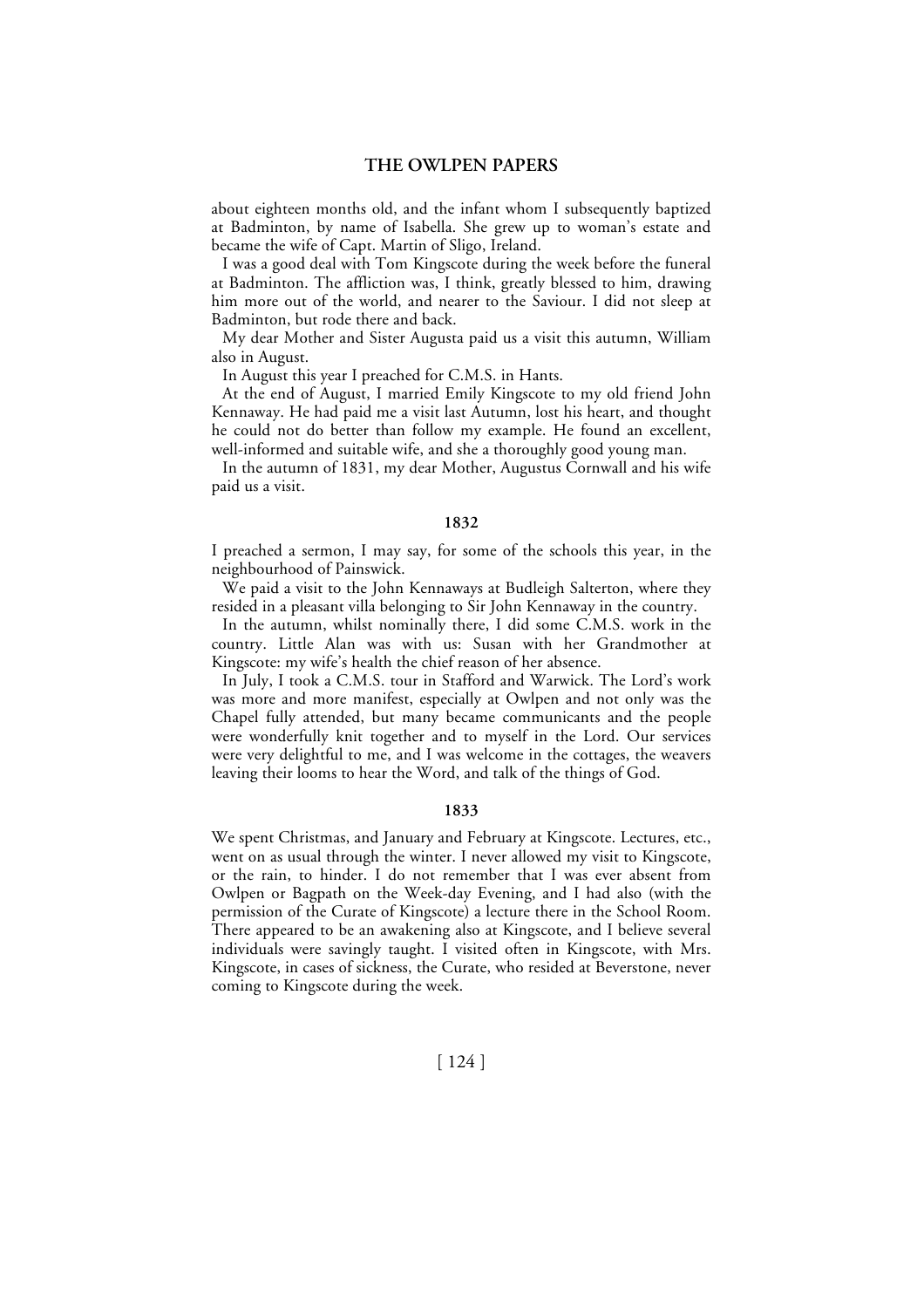about eighteen months old, and the infant whom I subsequently baptized at Badminton, by name of Isabella. She grew up to woman's estate and became the wife of Capt. Martin of Sligo, Ireland.

I was a good deal with Tom Kingscote during the week before the funeral at Badminton. The affliction was, I think, greatly blessed to him, drawing him more out of the world, and nearer to the Saviour. I did not sleep at Badminton, but rode there and back.

My dear Mother and Sister Augusta paid us a visit this autumn, William also in August.

In August this year I preached for C.M.S. in Hants.

At the end of August, I married Emily Kingscote to my old friend John Kennaway. He had paid me a visit last Autumn, lost his heart, and thought he could not do better than follow my example. He found an excellent, well-informed and suitable wife, and she a thoroughly good young man.

In the autumn of 1831, my dear Mother, Augustus Cornwall and his wife paid us a visit.

### 1832

I preached a sermon, I may say, for some of the schools this year, in the neighbourhood of Painswick.

We paid a visit to the John Kennaways at Budleigh Salterton, where they resided in a pleasant villa belonging to Sir John Kennaway in the country.

In the autumn, whilst nominally there, I did some C.M.S. work in the country. Little Alan was with us: Susan with her Grandmother at Kingscote: my wife's health the chief reason of her absence.

In July, I took a C.M.S. tour in Stafford and Warwick. The Lord's work was more and more manifest, especially at Owlpen and not only was the Chapel fully attended, but many became communicants and the people were wonderfully knit together and to myself in the Lord. Our services were very delightful to me, and I was welcome in the cottages, the weavers leaving their looms to hear the Word, and talk of the things of God.

### 1833

We spent Christmas, and January and February at Kingscote. Lectures, etc., went on as usual through the winter. I never allowed my visit to Kingscote, or the rain, to hinder. I do not remember that I was ever absent from Owlpen or Bagpath on the Week-day Evening, and I had also (with the permission of the Curate of Kingscote) a lecture there in the School Room. There appeared to be an awakening also at Kingscote, and I believe several individuals were savingly taught. I visited often in Kingscote, with Mrs. Kingscote, in cases of sickness, the Curate, who resided at Beverstone, never coming to Kingscote during the week.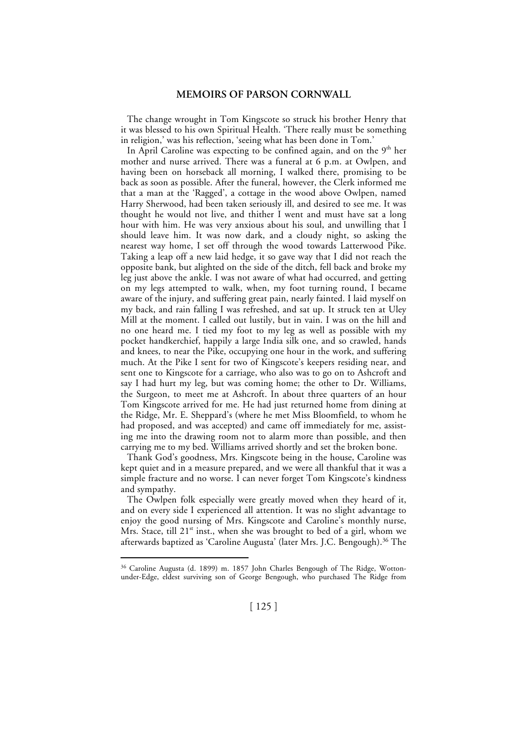The change wrought in Tom Kingscote so struck his brother Henry that it was blessed to his own Spiritual Health. 'There really must be something in religion,' was his reflection, 'seeing what has been done in Tom.'

In April Caroline was expecting to be confined again, and on the 9th her mother and nurse arrived. There was a funeral at 6 p.m. at Owlpen, and having been on horseback all morning, I walked there, promising to be back as soon as possible. After the funeral, however, the Clerk informed me that a man at the 'Ragged', a cottage in the wood above Owlpen, named Harry Sherwood, had been taken seriously ill, and desired to see me. It was thought he would not live, and thither I went and must have sat a long hour with him. He was very anxious about his soul, and unwilling that I should leave him. It was now dark, and a cloudy night, so asking the nearest way home, I set off through the wood towards Latterwood Pike. Taking a leap off a new laid hedge, it so gave way that I did not reach the opposite bank, but alighted on the side of the ditch, fell back and broke my leg just above the ankle. I was not aware of what had occurred, and getting on my legs attempted to walk, when, my foot turning round, I became aware of the injury, and suffering great pain, nearly fainted. I laid myself on my back, and rain falling I was refreshed, and sat up. It struck ten at Uley Mill at the moment. I called out lustily, but in vain. I was on the hill and no one heard me. I tied my foot to my leg as well as possible with my pocket handkerchief, happily a large India silk one, and so crawled, hands and knees, to near the Pike, occupying one hour in the work, and suffering much. At the Pike I sent for two of Kingscote's keepers residing near, and sent one to Kingscote for a carriage, who also was to go on to Ashcroft and say I had hurt my leg, but was coming home; the other to Dr. Williams, the Surgeon, to meet me at Ashcroft. In about three quarters of an hour Tom Kingscote arrived for me. He had just returned home from dining at the Ridge, Mr. E. Sheppard's (where he met Miss Bloomfield, to whom he had proposed, and was accepted) and came off immediately for me, assisting me into the drawing room not to alarm more than possible, and then carrying me to my bed. Williams arrived shortly and set the broken bone.

Thank God's goodness, Mrs. Kingscote being in the house, Caroline was kept quiet and in a measure prepared, and we were all thankful that it was a simple fracture and no worse. I can never forget Tom Kingscote's kindness and sympathy.

The Owlpen folk especially were greatly moved when they heard of it, and on every side I experienced all attention. It was no slight advantage to enjoy the good nursing of Mrs. Kingscote and Caroline's monthly nurse, Mrs. Stace, till 21st inst., when she was brought to bed of a girl, whom we afterwards baptized as 'Caroline Augusta' (later Mrs. J.C. Bengough).[36] The

---

[36] Caroline Augusta (d. 1899) m. 1857 John Charles Bengough of The Ridge, Wotton-under-Edge, eldest surviving son of George Bengough, who purchased The Ridge from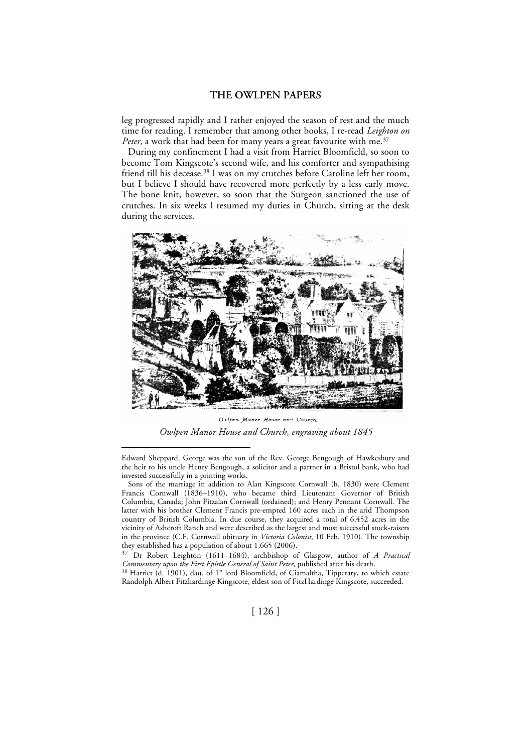leg progressed rapidly and I rather enjoyed the season of rest and the much time for reading. I remember that among other books, I re-read *Leighton on Peter,* a work that had been for many years a great favourite with me.[37]

During my confinement I had a visit from Harriet Bloomfield, so soon to become Tom Kingscote's second wife, and his comforter and sympathising friend till his decease.[38] I was on my crutches before Caroline left her room, but I believe I should have recovered more perfectly by a less early move. The bone knit, however, so soon that the Surgeon sanctioned the use of crutches. In six weeks I resumed my duties in Church, sitting at the desk during the services.

Owlpen Manor House and Church.

*Owlpen Manor House and Church, engraving about 1845*

---

Edward Sheppard. George was the son of the Rev. George Bengough of Hawkesbury and the heir to his uncle Henry Bengough, a solicitor and a partner in a Bristol bank, who had invested successfully in a printing works.

Sons of the marriage in addition to Alan Kingscote Cornwall (b. 1830) were Clement Francis Cornwall (1836–1910), who became third Lieutenant Governor of British Columbia, Canada; John Fitzalan Cornwall (ordained); and Henry Pennant Cornwall. The latter with his brother Clement Francis pre-empted 160 acres each in the arid Thompson country of British Columbia. In due course, they acquired a total of 6,452 acres in the vicinity of Ashcroft Ranch and were described as the largest and most successful stock-raisers in the province (C.F. Cornwall obituary in *Victoria Colonist*, 10 Feb. 1910). The township they established has a population of about 1,665 (2006).

[37] Dr Robert Leighton (1611–1684), archbishop of Glasgow, author of *A Practical Commentary upon the First Epistle General of Saint Peter*, published after his death.

[38] Harriet (d. 1901), dau. of 1st lord Bloomfield, of Ciamaltha, Tipperary, to which estate Randolph Albert Fitzhardinge Kingscote, eldest son of FitzHardinge Kingscote, succeeded.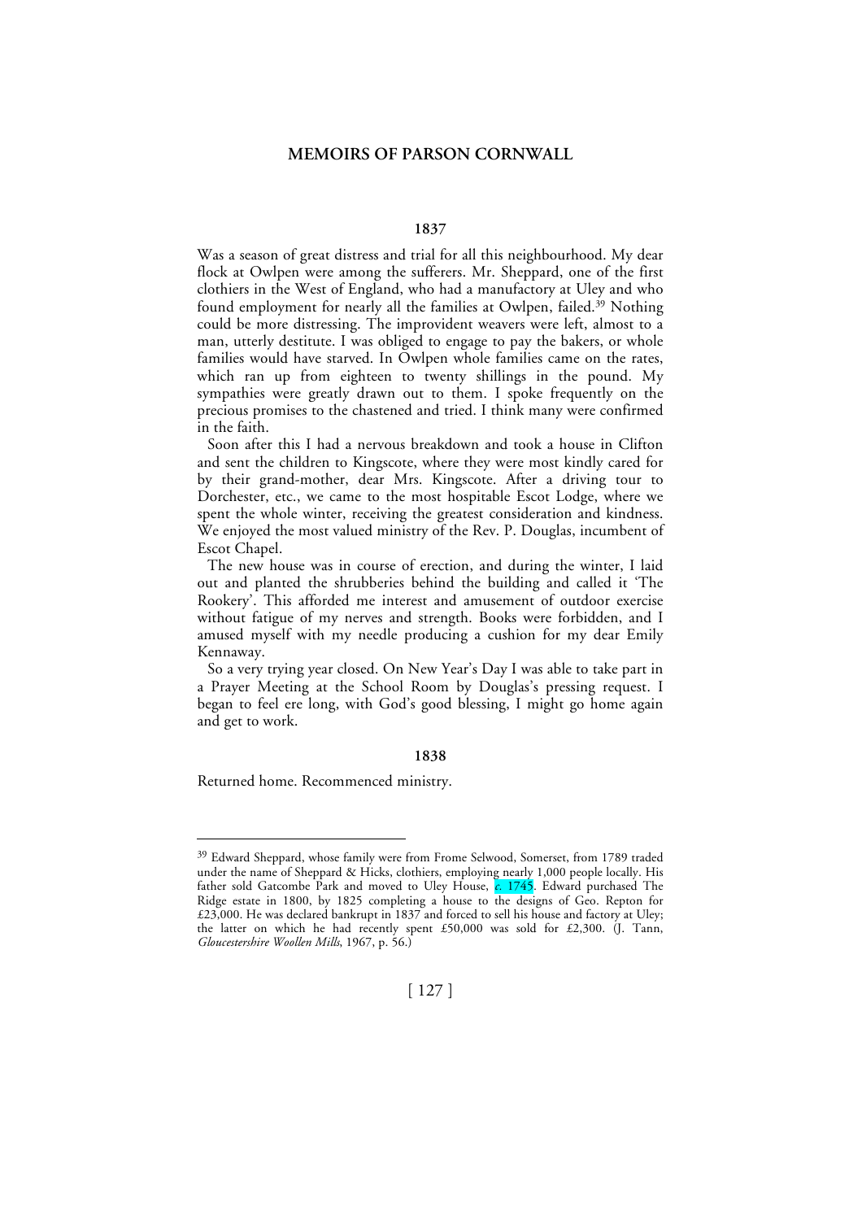## MEMOIRS OF PARSON CORNWALL

### 1837

Was a season of great distress and trial for all this neighbourhood. My dear flock at Owlpen were among the sufferers. Mr. Sheppard, one of the first clothiers in the West of England, who had a manufactory at Uley and who found employment for nearly all the families at Owlpen, failed.[39] Nothing could be more distressing. The improvident weavers were left, almost to a man, utterly destitute. I was obliged to engage to pay the bakers, or whole families would have starved. In Owlpen whole families came on the rates, which ran up from eighteen to twenty shillings in the pound. My sympathies were greatly drawn out to them. I spoke frequently on the precious promises to the chastened and tried. I think many were confirmed in the faith.

Soon after this I had a nervous breakdown and took a house in Clifton and sent the children to Kingscote, where they were most kindly cared for by their grand-mother, dear Mrs. Kingscote. After a driving tour to Dorchester, etc., we came to the most hospitable Escot Lodge, where we spent the whole winter, receiving the greatest consideration and kindness. We enjoyed the most valued ministry of the Rev. P. Douglas, incumbent of Escot Chapel.

The new house was in course of erection, and during the winter, I laid out and planted the shrubberies behind the building and called it 'The Rookery'. This afforded me interest and amusement of outdoor exercise without fatigue of my nerves and strength. Books were forbidden, and I amused myself with my needle producing a cushion for my dear Emily Kennaway.

So a very trying year closed. On New Year's Day I was able to take part in a Prayer Meeting at the School Room by Douglas's pressing request. I began to feel ere long, with God's good blessing, I might go home again and get to work.

### 1838

Returned home. Recommenced ministry.

---

[39] Edward Sheppard, whose family were from Frome Selwood, Somerset, from 1789 traded under the name of Sheppard & Hicks, clothiers, employing nearly 1,000 people locally. His father sold Gatcombe Park and moved to Uley House, *c.* 1745. Edward purchased The Ridge estate in 1800, by 1825 completing a house to the designs of Geo. Repton for £23,000. He was declared bankrupt in 1837 and forced to sell his house and factory at Uley; the latter on which he had recently spent £50,000 was sold for £2,300. (J. Tann, *Gloucestershire Woollen Mills*, 1967, p. 56.)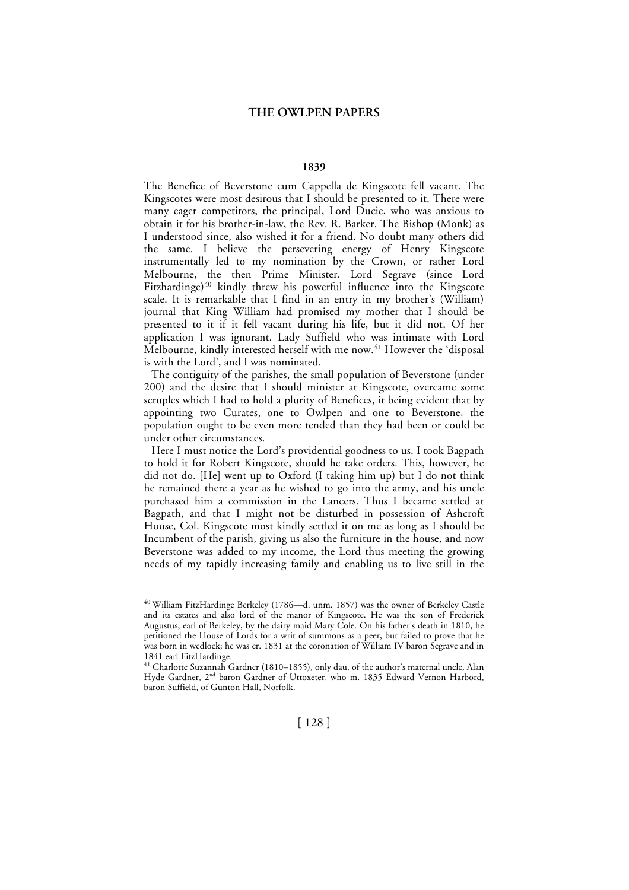## 1839

The Benefice of Beverstone cum Cappella de Kingscote fell vacant. The Kingscotes were most desirous that I should be presented to it. There were many eager competitors, the principal, Lord Ducie, who was anxious to obtain it for his brother-in-law, the Rev. R. Barker. The Bishop (Monk) as I understood since, also wished it for a friend. No doubt many others did the same. I believe the persevering energy of Henry Kingscote instrumentally led to my nomination by the Crown, or rather Lord Melbourne, the then Prime Minister. Lord Segrave (since Lord Fitzhardinge)[40] kindly threw his powerful influence into the Kingscote scale. It is remarkable that I find in an entry in my brother's (William) journal that King William had promised my mother that I should be presented to it if it fell vacant during his life, but it did not. Of her application I was ignorant. Lady Suffield who was intimate with Lord Melbourne, kindly interested herself with me now.[41] However the 'disposal is with the Lord', and I was nominated.

The contiguity of the parishes, the small population of Beverstone (under 200) and the desire that I should minister at Kingscote, overcame some scruples which I had to hold a plurity of Benefices, it being evident that by appointing two Curates, one to Owlpen and one to Beverstone, the population ought to be even more tended than they had been or could be under other circumstances.

Here I must notice the Lord's providential goodness to us. I took Bagpath to hold it for Robert Kingscote, should he take orders. This, however, he did not do. [He] went up to Oxford (I taking him up) but I do not think he remained there a year as he wished to go into the army, and his uncle purchased him a commission in the Lancers. Thus I became settled at Bagpath, and that I might not be disturbed in possession of Ashcroft House, Col. Kingscote most kindly settled it on me as long as I should be Incumbent of the parish, giving us also the furniture in the house, and now Beverstone was added to my income, the Lord thus meeting the growing needs of my rapidly increasing family and enabling us to live still in the

---

[40] William FitzHardinge Berkeley (1786—d. unm. 1857) was the owner of Berkeley Castle and its estates and also lord of the manor of Kingscote. He was the son of Frederick Augustus, earl of Berkeley, by the dairy maid Mary Cole. On his father's death in 1810, he petitioned the House of Lords for a writ of summons as a peer, but failed to prove that he was born in wedlock; he was cr. 1831 at the coronation of William IV baron Segrave and in 1841 earl FitzHardinge.

[41] Charlotte Suzannah Gardner (1810–1855), only dau. of the author's maternal uncle, Alan Hyde Gardner, 2nd baron Gardner of Uttoxeter, who m. 1835 Edward Vernon Harbord, baron Suffield, of Gunton Hall, Norfolk.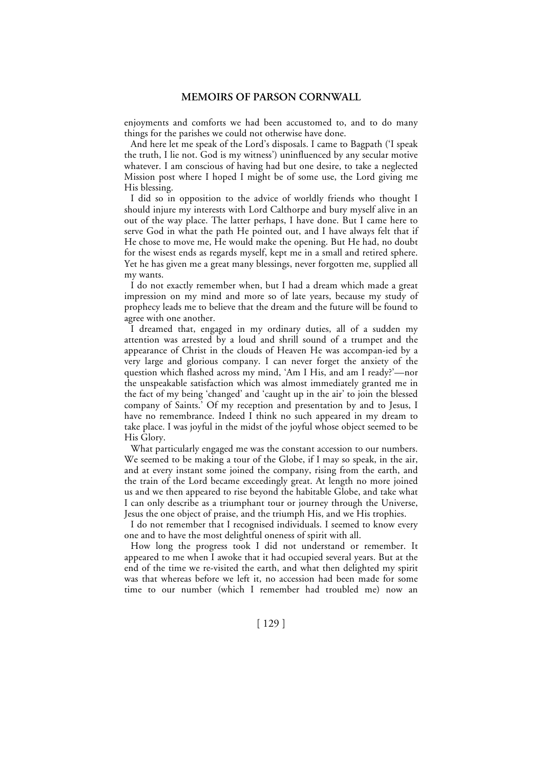enjoyments and comforts we had been accustomed to, and to do many things for the parishes we could not otherwise have done.

And here let me speak of the Lord's disposals. I came to Bagpath ('I speak the truth, I lie not. God is my witness') uninfluenced by any secular motive whatever. I am conscious of having had but one desire, to take a neglected Mission post where I hoped I might be of some use, the Lord giving me His blessing.

I did so in opposition to the advice of worldly friends who thought I should injure my interests with Lord Calthorpe and bury myself alive in an out of the way place. The latter perhaps, I have done. But I came here to serve God in what the path He pointed out, and I have always felt that if He chose to move me, He would make the opening. But He had, no doubt for the wisest ends as regards myself, kept me in a small and retired sphere. Yet he has given me a great many blessings, never forgotten me, supplied all my wants.

I do not exactly remember when, but I had a dream which made a great impression on my mind and more so of late years, because my study of prophecy leads me to believe that the dream and the future will be found to agree with one another.

I dreamed that, engaged in my ordinary duties, all of a sudden my attention was arrested by a loud and shrill sound of a trumpet and the appearance of Christ in the clouds of Heaven He was accompan-ied by a very large and glorious company. I can never forget the anxiety of the question which flashed across my mind, 'Am I His, and am I ready?'—nor the unspeakable satisfaction which was almost immediately granted me in the fact of my being 'changed' and 'caught up in the air' to join the blessed company of Saints.' Of my reception and presentation by and to Jesus, I have no remembrance. Indeed I think no such appeared in my dream to take place. I was joyful in the midst of the joyful whose object seemed to be His Glory.

What particularly engaged me was the constant accession to our numbers. We seemed to be making a tour of the Globe, if I may so speak, in the air, and at every instant some joined the company, rising from the earth, and the train of the Lord became exceedingly great. At length no more joined us and we then appeared to rise beyond the habitable Globe, and take what I can only describe as a triumphant tour or journey through the Universe, Jesus the one object of praise, and the triumph His, and we His trophies.

I do not remember that I recognised individuals. I seemed to know every one and to have the most delightful oneness of spirit with all.

How long the progress took I did not understand or remember. It appeared to me when I awoke that it had occupied several years. But at the end of the time we re-visited the earth, and what then delighted my spirit was that whereas before we left it, no accession had been made for some time to our number (which I remember had troubled me) now an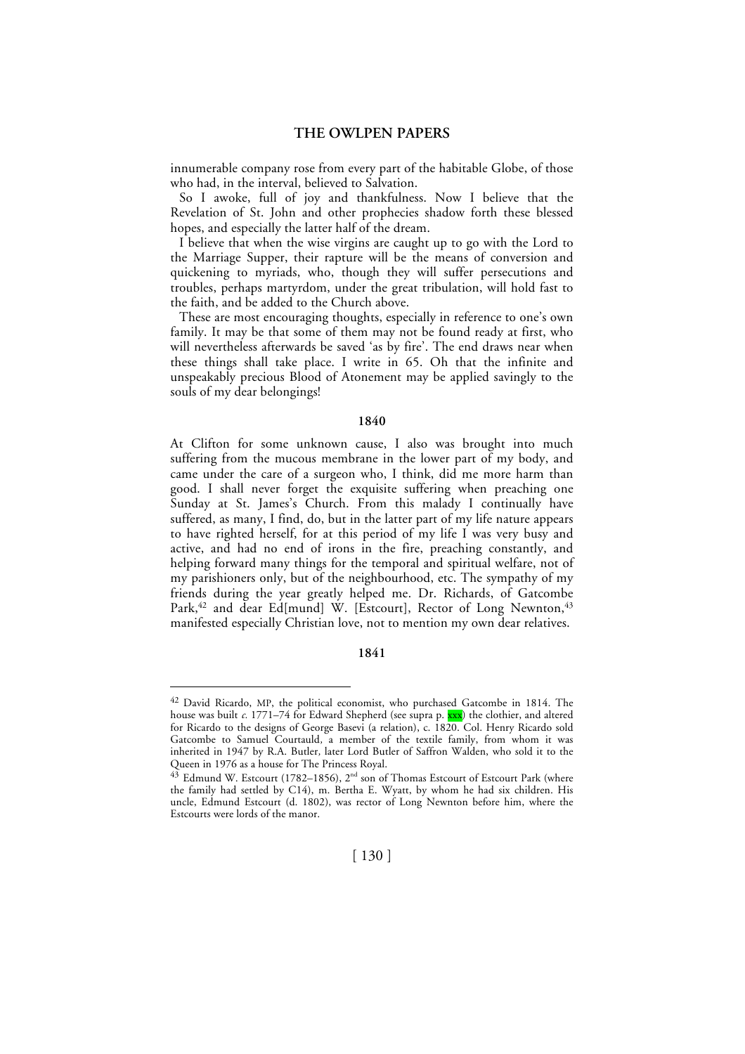innumerable company rose from every part of the habitable Globe, of those who had, in the interval, believed to Salvation.

So I awoke, full of joy and thankfulness. Now I believe that the Revelation of St. John and other prophecies shadow forth these blessed hopes, and especially the latter half of the dream.

I believe that when the wise virgins are caught up to go with the Lord to the Marriage Supper, their rapture will be the means of conversion and quickening to myriads, who, though they will suffer persecutions and troubles, perhaps martyrdom, under the great tribulation, will hold fast to the faith, and be added to the Church above.

These are most encouraging thoughts, especially in reference to one's own family. It may be that some of them may not be found ready at first, who will nevertheless afterwards be saved 'as by fire'. The end draws near when these things shall take place. I write in 65. Oh that the infinite and unspeakably precious Blood of Atonement may be applied savingly to the souls of my dear belongings!

**1840**

At Clifton for some unknown cause, I also was brought into much suffering from the mucous membrane in the lower part of my body, and came under the care of a surgeon who, I think, did me more harm than good. I shall never forget the exquisite suffering when preaching one Sunday at St. James's Church. From this malady I continually have suffered, as many, I find, do, but in the latter part of my life nature appears to have righted herself, for at this period of my life I was very busy and active, and had no end of irons in the fire, preaching constantly, and helping forward many things for the temporal and spiritual welfare, not of my parishioners only, but of the neighbourhood, etc. The sympathy of my friends during the year greatly helped me. Dr. Richards, of Gatcombe Park,[42] and dear Ed[mund] W. [Estcourt], Rector of Long Newnton,[43] manifested especially Christian love, not to mention my own dear relatives.

**1841**

---

[42] David Ricardo, MP, the political economist, who purchased Gatcombe in 1814. The house was built *c.* 1771–74 for Edward Shepherd (see supra p. xxx) the clothier, and altered for Ricardo to the designs of George Basevi (a relation), c. 1820. Col. Henry Ricardo sold Gatcombe to Samuel Courtauld, a member of the textile family, from whom it was inherited in 1947 by R.A. Butler, later Lord Butler of Saffron Walden, who sold it to the Queen in 1976 as a house for The Princess Royal.

[43] Edmund W. Estcourt (1782–1856), 2nd son of Thomas Estcourt of Estcourt Park (where the family had settled by C14), m. Bertha E. Wyatt, by whom he had six children. His uncle, Edmund Estcourt (d. 1802), was rector of Long Newnton before him, where the Estcourts were lords of the manor.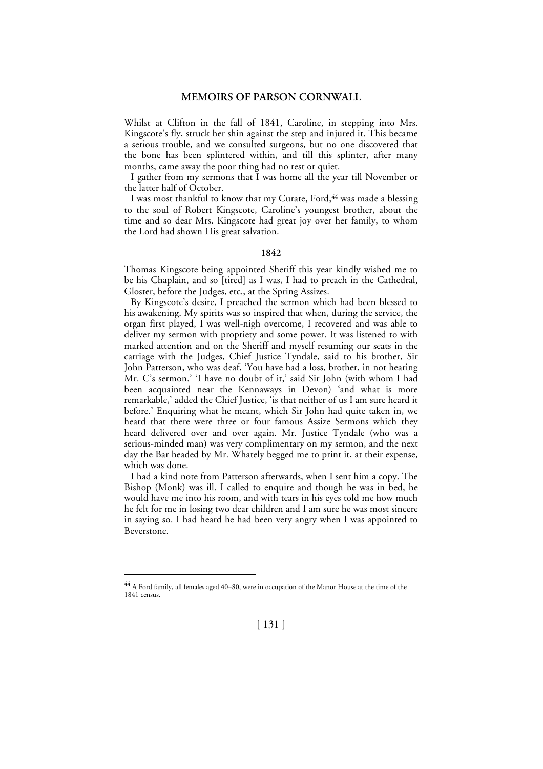Whilst at Clifton in the fall of 1841, Caroline, in stepping into Mrs. Kingscote's fly, struck her shin against the step and injured it. This became a serious trouble, and we consulted surgeons, but no one discovered that the bone has been splintered within, and till this splinter, after many months, came away the poor thing had no rest or quiet.

I gather from my sermons that I was home all the year till November or the latter half of October.

I was most thankful to know that my Curate, Ford,[44] was made a blessing to the soul of Robert Kingscote, Caroline's youngest brother, about the time and so dear Mrs. Kingscote had great joy over her family, to whom the Lord had shown His great salvation.

## 1842

Thomas Kingscote being appointed Sheriff this year kindly wished me to be his Chaplain, and so [tired] as I was, I had to preach in the Cathedral, Gloster, before the Judges, etc., at the Spring Assizes.

By Kingscote's desire, I preached the sermon which had been blessed to his awakening. My spirits was so inspired that when, during the service, the organ first played, I was well-nigh overcome, I recovered and was able to deliver my sermon with propriety and some power. It was listened to with marked attention and on the Sheriff and myself resuming our seats in the carriage with the Judges, Chief Justice Tyndale, said to his brother, Sir John Patterson, who was deaf, 'You have had a loss, brother, in not hearing Mr. C's sermon.' 'I have no doubt of it,' said Sir John (with whom I had been acquainted near the Kennaways in Devon) 'and what is more remarkable,' added the Chief Justice, 'is that neither of us I am sure heard it before.' Enquiring what he meant, which Sir John had quite taken in, we heard that there were three or four famous Assize Sermons which they heard delivered over and over again. Mr. Justice Tyndale (who was a serious-minded man) was very complimentary on my sermon, and the next day the Bar headed by Mr. Whately begged me to print it, at their expense, which was done.

I had a kind note from Patterson afterwards, when I sent him a copy. The Bishop (Monk) was ill. I called to enquire and though he was in bed, he would have me into his room, and with tears in his eyes told me how much he felt for me in losing two dear children and I am sure he was most sincere in saying so. I had heard he had been very angry when I was appointed to Beverstone.

---

[44] A Ford family, all females aged 40–80, were in occupation of the Manor House at the time of the 1841 census.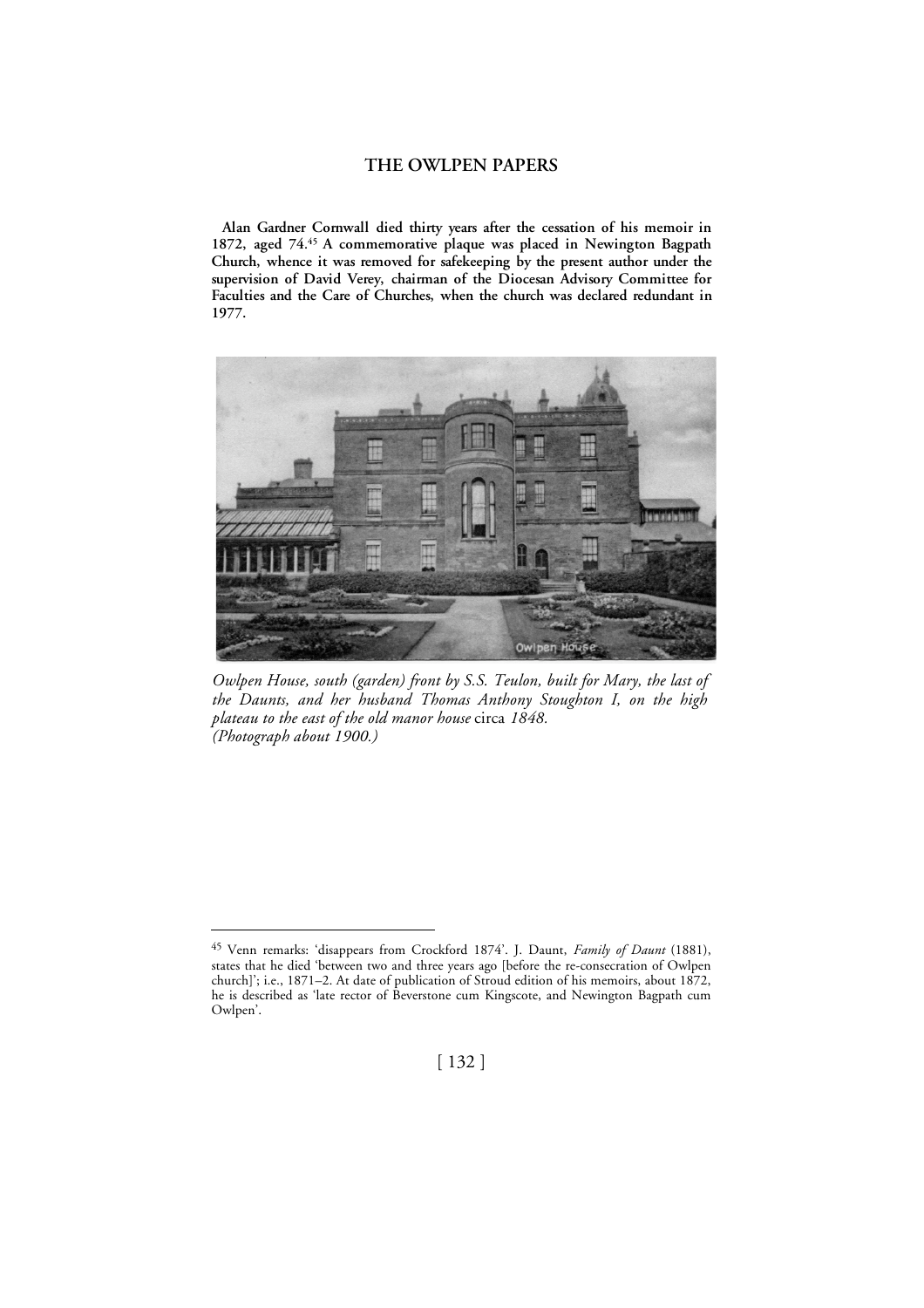**Alan Gardner Cornwall died thirty years after the cessation of his memoir in 1872, aged 74.[45] A commemorative plaque was placed in Newington Bagpath Church, whence it was removed for safekeeping by the present author under the supervision of David Verey, chairman of the Diocesan Advisory Committee for Faculties and the Care of Churches, when the church was declared redundant in 1977.**

*Owlpen House, south (garden) front by S.S. Teulon, built for Mary, the last of the Daunts, and her husband Thomas Anthony Stoughton I, on the high plateau to the east of the old manor house* circa *1848. (Photograph about 1900.)*

---

[45] Venn remarks: 'disappears from Crockford 1874'. J. Daunt, *Family of Daunt* (1881), states that he died 'between two and three years ago [before the re-consecration of Owlpen church]'; i.e., 1871–2. At date of publication of Stroud edition of his memoirs, about 1872, he is described as 'late rector of Beverstone cum Kingscote, and Newington Bagpath cum Owlpen'.